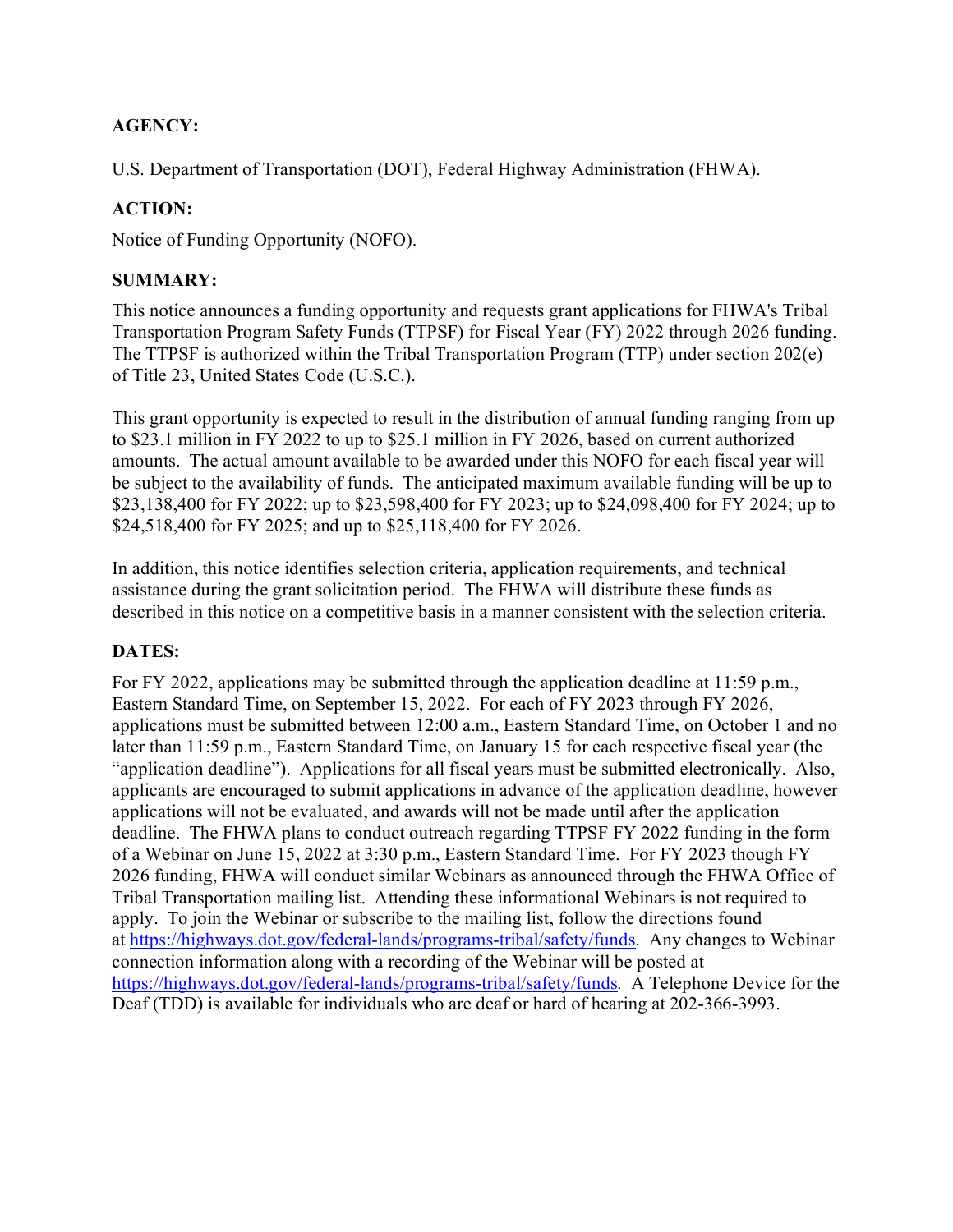**AGENCY:**

U.S. Department of Transportation (DOT), Federal Highway Administration (FHWA).

**ACTION:**

Notice of Funding Opportunity (NOFO).

**SUMMARY:**

This notice announces a funding opportunity and requests grant applications for FHWA's Tribal Transportation Program Safety Funds (TTPSF) for Fiscal Year (FY) 2022 through 2026 funding. The TTPSF is authorized within the Tribal Transportation Program (TTP) under section 202(e) of Title 23, United States Code (U.S.C.).

This grant opportunity is expected to result in the distribution of annual funding ranging from up to $23.1 million in FY 2022 to up to $25.1 million in FY 2026, based on current authorized amounts. The actual amount available to be awarded under this NOFO for each fiscal year will be subject to the availability of funds. The anticipated maximum available funding will be up to $23,138,400 for FY 2022; up to $23,598,400 for FY 2023; up to $24,098,400 for FY 2024; up to $24,518,400 for FY 2025; and up to $25,118,400 for FY 2026.

In addition, this notice identifies selection criteria, application requirements, and technical assistance during the grant solicitation period. The FHWA will distribute these funds as described in this notice on a competitive basis in a manner consistent with the selection criteria.

**DATES:**

For FY 2022, applications may be submitted through the application deadline at 11:59 p.m., Eastern Standard Time, on September 15, 2022. For each of FY 2023 through FY 2026, applications must be submitted between 12:00 a.m., Eastern Standard Time, on October 1 and no later than 11:59 p.m., Eastern Standard Time, on January 15 for each respective fiscal year (the "application deadline"). Applications for all fiscal years must be submitted electronically. Also, applicants are encouraged to submit applications in advance of the application deadline, however applications will not be evaluated, and awards will not be made until after the application deadline. The FHWA plans to conduct outreach regarding TTPSF FY 2022 funding in the form of a Webinar on June 15, 2022 at 3:30 p.m., Eastern Standard Time. For FY 2023 though FY 2026 funding, FHWA will conduct similar Webinars as announced through the FHWA Office of Tribal Transportation mailing list. Attending these informational Webinars is not required to apply. To join the Webinar or subscribe to the mailing list, follow the directions found at https://highways.dot.gov/federal-lands/programs-tribal/safety/funds. Any changes to Webinar connection information along with a recording of the Webinar will be posted at https://highways.dot.gov/federal-lands/programs-tribal/safety/funds. A Telephone Device for the Deaf (TDD) is available for individuals who are deaf or hard of hearing at 202-366-3993.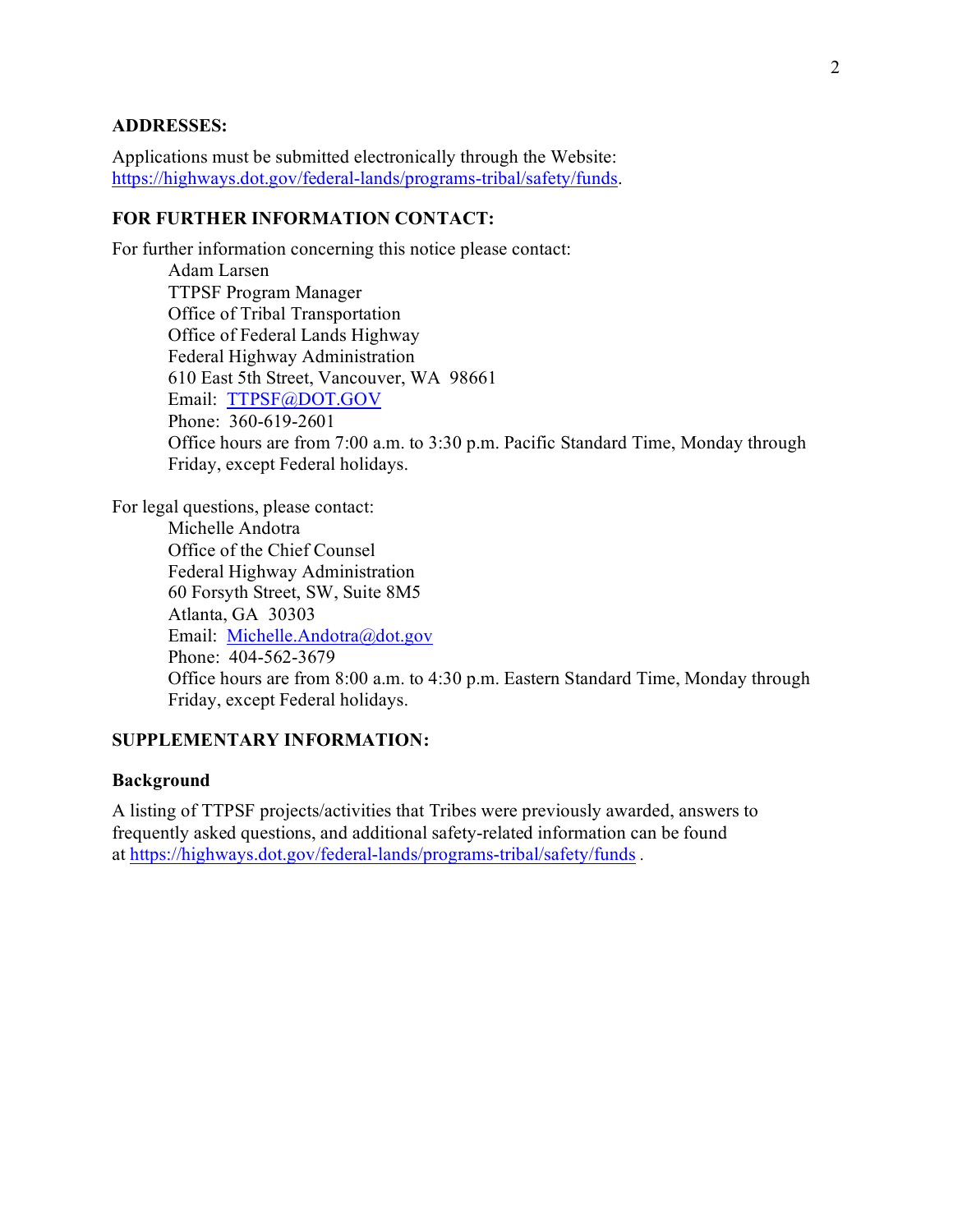**ADDRESSES:**

Applications must be submitted electronically through the Website: https://highways.dot.gov/federal-lands/programs-tribal/safety/funds.

**FOR FURTHER INFORMATION CONTACT:**

For further information concerning this notice please contact:

Adam Larsen  
TTPSF Program Manager  
Office of Tribal Transportation  
Office of Federal Lands Highway  
Federal Highway Administration  
610 East 5th Street, Vancouver, WA 98661  
Email: TTPSF@DOT.GOV  
Phone: 360-619-2601  
Office hours are from 7:00 a.m. to 3:30 p.m. Pacific Standard Time, Monday through Friday, except Federal holidays.

For legal questions, please contact:

Michelle Andotra  
Office of the Chief Counsel  
Federal Highway Administration  
60 Forsyth Street, SW, Suite 8M5  
Atlanta, GA 30303  
Email: Michelle.Andotra@dot.gov  
Phone: 404-562-3679  
Office hours are from 8:00 a.m. to 4:30 p.m. Eastern Standard Time, Monday through Friday, except Federal holidays.

**SUPPLEMENTARY INFORMATION:**

**Background**

A listing of TTPSF projects/activities that Tribes were previously awarded, answers to frequently asked questions, and additional safety-related information can be found at https://highways.dot.gov/federal-lands/programs-tribal/safety/funds .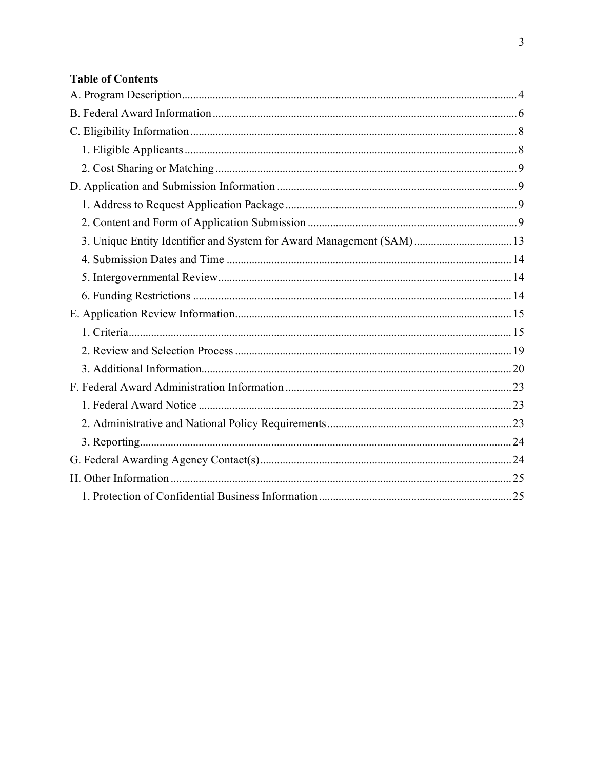**Table of Contents**

A. Program Description....................................................................................................................4

B. Federal Award Information...........................................................................................................6

C. Eligibility Information..................................................................................................................8

   1. Eligible Applicants....................................................................................................................8

   2. Cost Sharing or Matching..........................................................................................................9

D. Application and Submission Information.....................................................................................9

   1. Address to Request Application Package..................................................................................9

   2. Content and Form of Application Submission..........................................................................9

   3. Unique Entity Identifier and System for Award Management (SAM)...................................13

   4. Submission Dates and Time.....................................................................................................14

   5. Intergovernmental Review.......................................................................................................14

   6. Funding Restrictions................................................................................................................14

E. Application Review Information.................................................................................................15

   1. Criteria......................................................................................................................................15

   2. Review and Selection Process..................................................................................................19

   3. Additional Information.............................................................................................................20

F. Federal Award Administration Information.................................................................................23

   1. Federal Award Notice...............................................................................................................23

   2. Administrative and National Policy Requirements..................................................................23

   3. Reporting..................................................................................................................................24

G. Federal Awarding Agency Contact(s).........................................................................................24

H. Other Information........................................................................................................................25

   1. Protection of Confidential Business Information.....................................................................25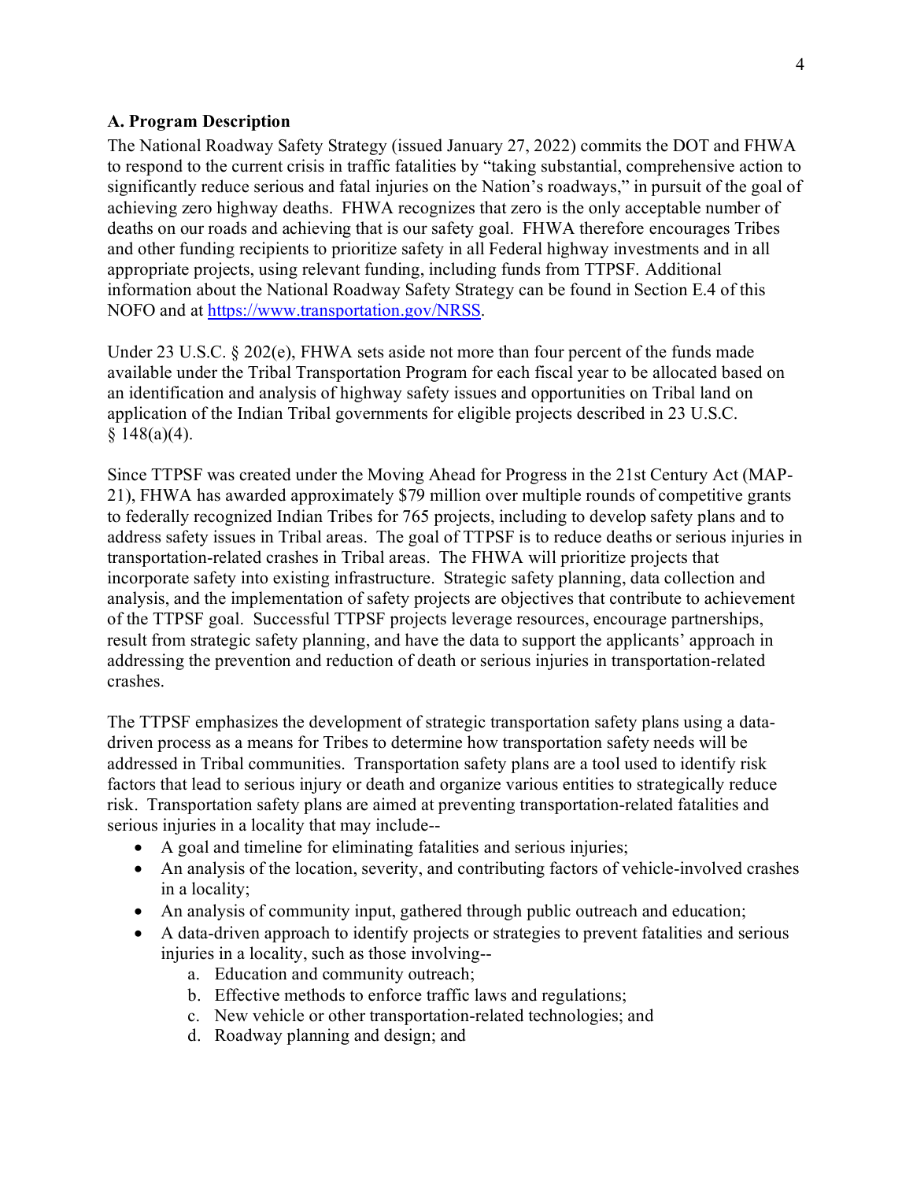### A. Program Description

The National Roadway Safety Strategy (issued January 27, 2022) commits the DOT and FHWA to respond to the current crisis in traffic fatalities by "taking substantial, comprehensive action to significantly reduce serious and fatal injuries on the Nation's roadways," in pursuit of the goal of achieving zero highway deaths. FHWA recognizes that zero is the only acceptable number of deaths on our roads and achieving that is our safety goal. FHWA therefore encourages Tribes and other funding recipients to prioritize safety in all Federal highway investments and in all appropriate projects, using relevant funding, including funds from TTPSF. Additional information about the National Roadway Safety Strategy can be found in Section E.4 of this NOFO and at [https://www.transportation.gov/NRSS](https://www.transportation.gov/NRSS).

Under 23 U.S.C. § 202(e), FHWA sets aside not more than four percent of the funds made available under the Tribal Transportation Program for each fiscal year to be allocated based on an identification and analysis of highway safety issues and opportunities on Tribal land on application of the Indian Tribal governments for eligible projects described in 23 U.S.C. § 148(a)(4).

Since TTPSF was created under the Moving Ahead for Progress in the 21st Century Act (MAP-21), FHWA has awarded approximately $79 million over multiple rounds of competitive grants to federally recognized Indian Tribes for 765 projects, including to develop safety plans and to address safety issues in Tribal areas. The goal of TTPSF is to reduce deaths or serious injuries in transportation-related crashes in Tribal areas. The FHWA will prioritize projects that incorporate safety into existing infrastructure. Strategic safety planning, data collection and analysis, and the implementation of safety projects are objectives that contribute to achievement of the TTPSF goal. Successful TTPSF projects leverage resources, encourage partnerships, result from strategic safety planning, and have the data to support the applicants' approach in addressing the prevention and reduction of death or serious injuries in transportation-related crashes.

The TTPSF emphasizes the development of strategic transportation safety plans using a data-driven process as a means for Tribes to determine how transportation safety needs will be addressed in Tribal communities. Transportation safety plans are a tool used to identify risk factors that lead to serious injury or death and organize various entities to strategically reduce risk. Transportation safety plans are aimed at preventing transportation-related fatalities and serious injuries in a locality that may include--

- A goal and timeline for eliminating fatalities and serious injuries;
- An analysis of the location, severity, and contributing factors of vehicle-involved crashes in a locality;
- An analysis of community input, gathered through public outreach and education;
- A data-driven approach to identify projects or strategies to prevent fatalities and serious injuries in a locality, such as those involving--
    a. Education and community outreach;
    b. Effective methods to enforce traffic laws and regulations;
    c. New vehicle or other transportation-related technologies; and
    d. Roadway planning and design; and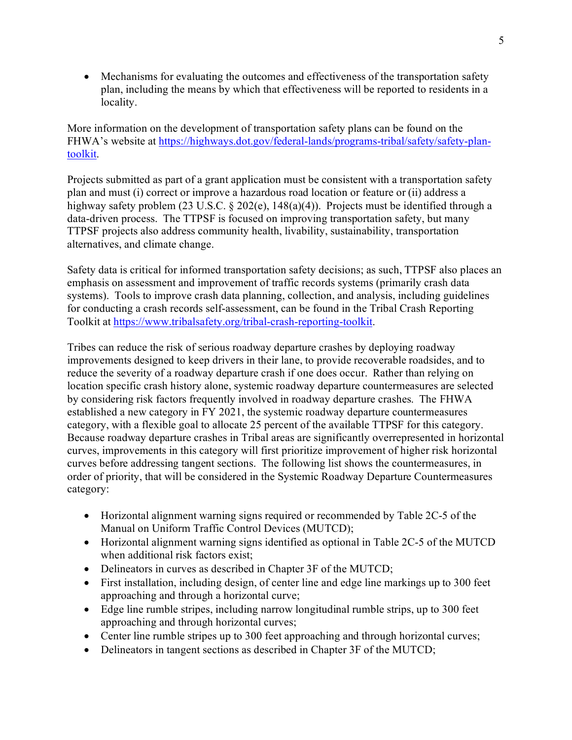- Mechanisms for evaluating the outcomes and effectiveness of the transportation safety plan, including the means by which that effectiveness will be reported to residents in a locality.

More information on the development of transportation safety plans can be found on the FHWA's website at [https://highways.dot.gov/federal-lands/programs-tribal/safety/safety-plan-toolkit](https://highways.dot.gov/federal-lands/programs-tribal/safety/safety-plan-toolkit).

Projects submitted as part of a grant application must be consistent with a transportation safety plan and must (i) correct or improve a hazardous road location or feature or (ii) address a highway safety problem (23 U.S.C. § 202(e), 148(a)(4)). Projects must be identified through a data-driven process. The TTPSF is focused on improving transportation safety, but many TTPSF projects also address community health, livability, sustainability, transportation alternatives, and climate change.

Safety data is critical for informed transportation safety decisions; as such, TTPSF also places an emphasis on assessment and improvement of traffic records systems (primarily crash data systems). Tools to improve crash data planning, collection, and analysis, including guidelines for conducting a crash records self-assessment, can be found in the Tribal Crash Reporting Toolkit at [https://www.tribalsafety.org/tribal-crash-reporting-toolkit](https://www.tribalsafety.org/tribal-crash-reporting-toolkit).

Tribes can reduce the risk of serious roadway departure crashes by deploying roadway improvements designed to keep drivers in their lane, to provide recoverable roadsides, and to reduce the severity of a roadway departure crash if one does occur. Rather than relying on location specific crash history alone, systemic roadway departure countermeasures are selected by considering risk factors frequently involved in roadway departure crashes. The FHWA established a new category in FY 2021, the systemic roadway departure countermeasures category, with a flexible goal to allocate 25 percent of the available TTPSF for this category. Because roadway departure crashes in Tribal areas are significantly overrepresented in horizontal curves, improvements in this category will first prioritize improvement of higher risk horizontal curves before addressing tangent sections. The following list shows the countermeasures, in order of priority, that will be considered in the Systemic Roadway Departure Countermeasures category:

- Horizontal alignment warning signs required or recommended by Table 2C-5 of the Manual on Uniform Traffic Control Devices (MUTCD);
- Horizontal alignment warning signs identified as optional in Table 2C-5 of the MUTCD when additional risk factors exist;
- Delineators in curves as described in Chapter 3F of the MUTCD;
- First installation, including design, of center line and edge line markings up to 300 feet approaching and through a horizontal curve;
- Edge line rumble stripes, including narrow longitudinal rumble strips, up to 300 feet approaching and through horizontal curves;
- Center line rumble stripes up to 300 feet approaching and through horizontal curves;
- Delineators in tangent sections as described in Chapter 3F of the MUTCD;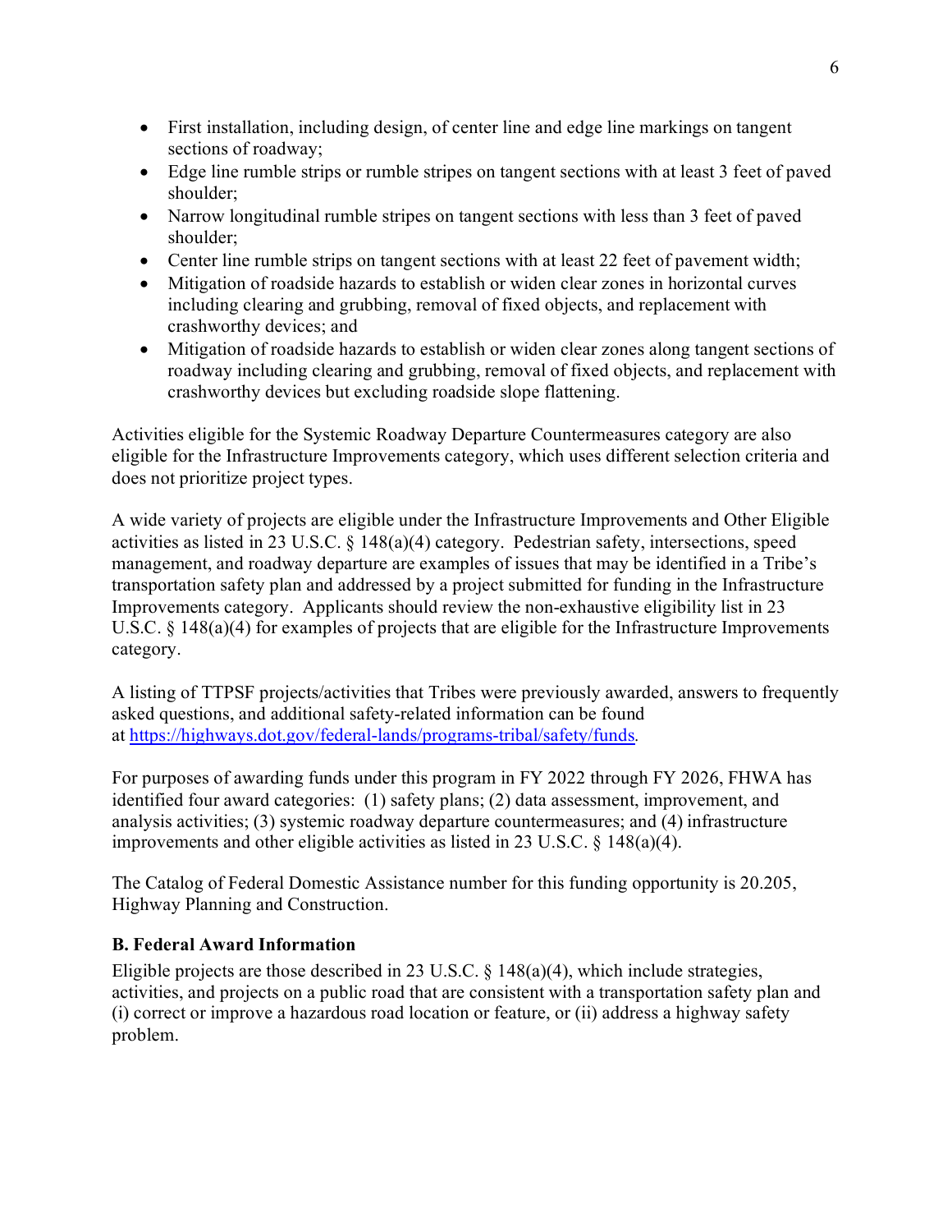- First installation, including design, of center line and edge line markings on tangent sections of roadway;
- Edge line rumble strips or rumble stripes on tangent sections with at least 3 feet of paved shoulder;
- Narrow longitudinal rumble stripes on tangent sections with less than 3 feet of paved shoulder;
- Center line rumble strips on tangent sections with at least 22 feet of pavement width;
- Mitigation of roadside hazards to establish or widen clear zones in horizontal curves including clearing and grubbing, removal of fixed objects, and replacement with crashworthy devices; and
- Mitigation of roadside hazards to establish or widen clear zones along tangent sections of roadway including clearing and grubbing, removal of fixed objects, and replacement with crashworthy devices but excluding roadside slope flattening.

Activities eligible for the Systemic Roadway Departure Countermeasures category are also eligible for the Infrastructure Improvements category, which uses different selection criteria and does not prioritize project types.

A wide variety of projects are eligible under the Infrastructure Improvements and Other Eligible activities as listed in 23 U.S.C. § 148(a)(4) category. Pedestrian safety, intersections, speed management, and roadway departure are examples of issues that may be identified in a Tribe's transportation safety plan and addressed by a project submitted for funding in the Infrastructure Improvements category. Applicants should review the non-exhaustive eligibility list in 23 U.S.C. § 148(a)(4) for examples of projects that are eligible for the Infrastructure Improvements category.

A listing of TTPSF projects/activities that Tribes were previously awarded, answers to frequently asked questions, and additional safety-related information can be found at [https://highways.dot.gov/federal-lands/programs-tribal/safety/funds](https://highways.dot.gov/federal-lands/programs-tribal/safety/funds).

For purposes of awarding funds under this program in FY 2022 through FY 2026, FHWA has identified four award categories: (1) safety plans; (2) data assessment, improvement, and analysis activities; (3) systemic roadway departure countermeasures; and (4) infrastructure improvements and other eligible activities as listed in 23 U.S.C. § 148(a)(4).

The Catalog of Federal Domestic Assistance number for this funding opportunity is 20.205, Highway Planning and Construction.

### B. Federal Award Information

Eligible projects are those described in 23 U.S.C. § 148(a)(4), which include strategies, activities, and projects on a public road that are consistent with a transportation safety plan and (i) correct or improve a hazardous road location or feature, or (ii) address a highway safety problem.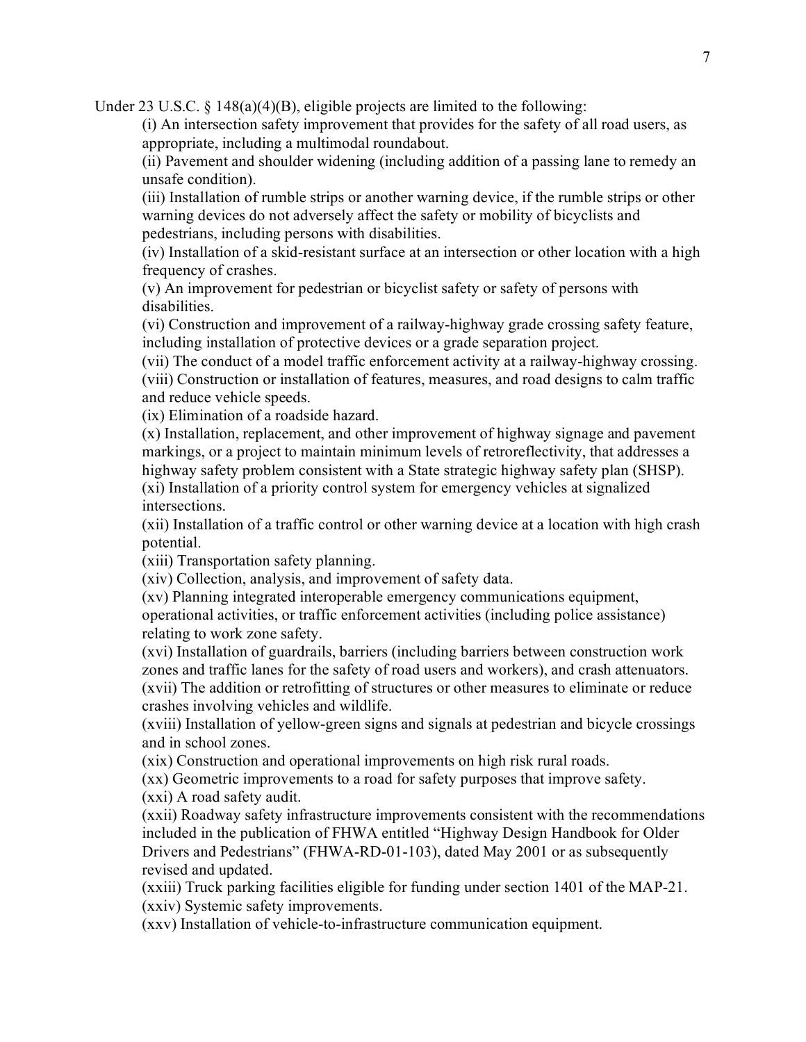Under 23 U.S.C. § 148(a)(4)(B), eligible projects are limited to the following:

(i) An intersection safety improvement that provides for the safety of all road users, as appropriate, including a multimodal roundabout.

(ii) Pavement and shoulder widening (including addition of a passing lane to remedy an unsafe condition).

(iii) Installation of rumble strips or another warning device, if the rumble strips or other warning devices do not adversely affect the safety or mobility of bicyclists and pedestrians, including persons with disabilities.

(iv) Installation of a skid-resistant surface at an intersection or other location with a high frequency of crashes.

(v) An improvement for pedestrian or bicyclist safety or safety of persons with disabilities.

(vi) Construction and improvement of a railway-highway grade crossing safety feature, including installation of protective devices or a grade separation project.

(vii) The conduct of a model traffic enforcement activity at a railway-highway crossing.

(viii) Construction or installation of features, measures, and road designs to calm traffic and reduce vehicle speeds.

(ix) Elimination of a roadside hazard.

(x) Installation, replacement, and other improvement of highway signage and pavement markings, or a project to maintain minimum levels of retroreflectivity, that addresses a highway safety problem consistent with a State strategic highway safety plan (SHSP).

(xi) Installation of a priority control system for emergency vehicles at signalized intersections.

(xii) Installation of a traffic control or other warning device at a location with high crash potential.

(xiii) Transportation safety planning.

(xiv) Collection, analysis, and improvement of safety data.

(xv) Planning integrated interoperable emergency communications equipment, operational activities, or traffic enforcement activities (including police assistance) relating to work zone safety.

(xvi) Installation of guardrails, barriers (including barriers between construction work zones and traffic lanes for the safety of road users and workers), and crash attenuators.

(xvii) The addition or retrofitting of structures or other measures to eliminate or reduce crashes involving vehicles and wildlife.

(xviii) Installation of yellow-green signs and signals at pedestrian and bicycle crossings and in school zones.

(xix) Construction and operational improvements on high risk rural roads.

(xx) Geometric improvements to a road for safety purposes that improve safety.

(xxi) A road safety audit.

(xxii) Roadway safety infrastructure improvements consistent with the recommendations included in the publication of FHWA entitled "Highway Design Handbook for Older Drivers and Pedestrians" (FHWA-RD-01-103), dated May 2001 or as subsequently revised and updated.

(xxiii) Truck parking facilities eligible for funding under section 1401 of the MAP-21.

(xxiv) Systemic safety improvements.

(xxv) Installation of vehicle-to-infrastructure communication equipment.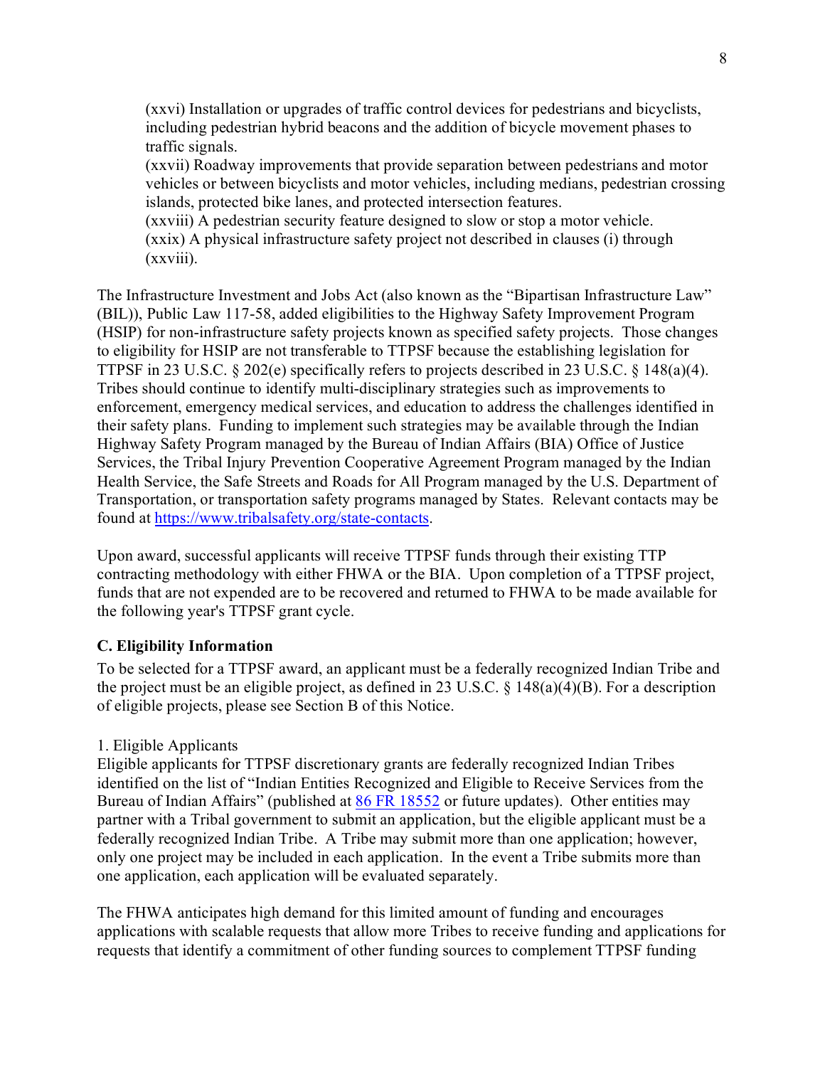(xxvi) Installation or upgrades of traffic control devices for pedestrians and bicyclists, including pedestrian hybrid beacons and the addition of bicycle movement phases to traffic signals.
(xxvii) Roadway improvements that provide separation between pedestrians and motor vehicles or between bicyclists and motor vehicles, including medians, pedestrian crossing islands, protected bike lanes, and protected intersection features.
(xxviii) A pedestrian security feature designed to slow or stop a motor vehicle.
(xxix) A physical infrastructure safety project not described in clauses (i) through (xxviii).

The Infrastructure Investment and Jobs Act (also known as the "Bipartisan Infrastructure Law" (BIL)), Public Law 117-58, added eligibilities to the Highway Safety Improvement Program (HSIP) for non-infrastructure safety projects known as specified safety projects. Those changes to eligibility for HSIP are not transferable to TTPSF because the establishing legislation for TTPSF in 23 U.S.C. § 202(e) specifically refers to projects described in 23 U.S.C. § 148(a)(4). Tribes should continue to identify multi-disciplinary strategies such as improvements to enforcement, emergency medical services, and education to address the challenges identified in their safety plans. Funding to implement such strategies may be available through the Indian Highway Safety Program managed by the Bureau of Indian Affairs (BIA) Office of Justice Services, the Tribal Injury Prevention Cooperative Agreement Program managed by the Indian Health Service, the Safe Streets and Roads for All Program managed by the U.S. Department of Transportation, or transportation safety programs managed by States. Relevant contacts may be found at https://www.tribalsafety.org/state-contacts.

Upon award, successful applicants will receive TTPSF funds through their existing TTP contracting methodology with either FHWA or the BIA. Upon completion of a TTPSF project, funds that are not expended are to be recovered and returned to FHWA to be made available for the following year's TTPSF grant cycle.

### C. Eligibility Information

To be selected for a TTPSF award, an applicant must be a federally recognized Indian Tribe and the project must be an eligible project, as defined in 23 U.S.C. § 148(a)(4)(B). For a description of eligible projects, please see Section B of this Notice.

1. Eligible Applicants

Eligible applicants for TTPSF discretionary grants are federally recognized Indian Tribes identified on the list of "Indian Entities Recognized and Eligible to Receive Services from the Bureau of Indian Affairs" (published at 86 FR 18552 or future updates). Other entities may partner with a Tribal government to submit an application, but the eligible applicant must be a federally recognized Indian Tribe. A Tribe may submit more than one application; however, only one project may be included in each application. In the event a Tribe submits more than one application, each application will be evaluated separately.

The FHWA anticipates high demand for this limited amount of funding and encourages applications with scalable requests that allow more Tribes to receive funding and applications for requests that identify a commitment of other funding sources to complement TTPSF funding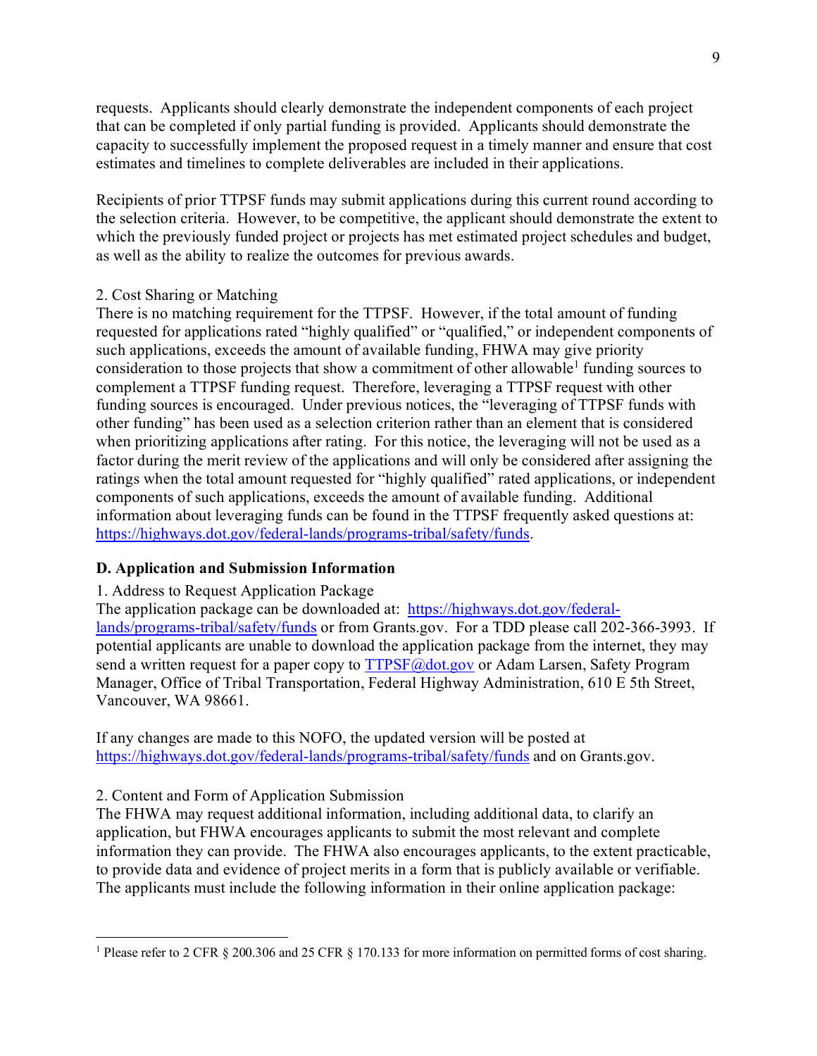requests. Applicants should clearly demonstrate the independent components of each project that can be completed if only partial funding is provided. Applicants should demonstrate the capacity to successfully implement the proposed request in a timely manner and ensure that cost estimates and timelines to complete deliverables are included in their applications.

Recipients of prior TTPSF funds may submit applications during this current round according to the selection criteria. However, to be competitive, the applicant should demonstrate the extent to which the previously funded project or projects has met estimated project schedules and budget, as well as the ability to realize the outcomes for previous awards.

2. Cost Sharing or Matching

There is no matching requirement for the TTPSF. However, if the total amount of funding requested for applications rated "highly qualified" or "qualified," or independent components of such applications, exceeds the amount of available funding, FHWA may give priority consideration to those projects that show a commitment of other allowable[1] funding sources to complement a TTPSF funding request. Therefore, leveraging a TTPSF request with other funding sources is encouraged. Under previous notices, the "leveraging of TTPSF funds with other funding" has been used as a selection criterion rather than an element that is considered when prioritizing applications after rating. For this notice, the leveraging will not be used as a factor during the merit review of the applications and will only be considered after assigning the ratings when the total amount requested for "highly qualified" rated applications, or independent components of such applications, exceeds the amount of available funding. Additional information about leveraging funds can be found in the TTPSF frequently asked questions at: https://highways.dot.gov/federal-lands/programs-tribal/safety/funds.

## D. Application and Submission Information

1. Address to Request Application Package

The application package can be downloaded at: https://highways.dot.gov/federal-lands/programs-tribal/safety/funds or from Grants.gov. For a TDD please call 202-366-3993. If potential applicants are unable to download the application package from the internet, they may send a written request for a paper copy to TTPSF@dot.gov or Adam Larsen, Safety Program Manager, Office of Tribal Transportation, Federal Highway Administration, 610 E 5th Street, Vancouver, WA 98661.

If any changes are made to this NOFO, the updated version will be posted at https://highways.dot.gov/federal-lands/programs-tribal/safety/funds and on Grants.gov.

2. Content and Form of Application Submission

The FHWA may request additional information, including additional data, to clarify an application, but FHWA encourages applicants to submit the most relevant and complete information they can provide. The FHWA also encourages applicants, to the extent practicable, to provide data and evidence of project merits in a form that is publicly available or verifiable. The applicants must include the following information in their online application package:

[1] Please refer to 2 CFR § 200.306 and 25 CFR § 170.133 for more information on permitted forms of cost sharing.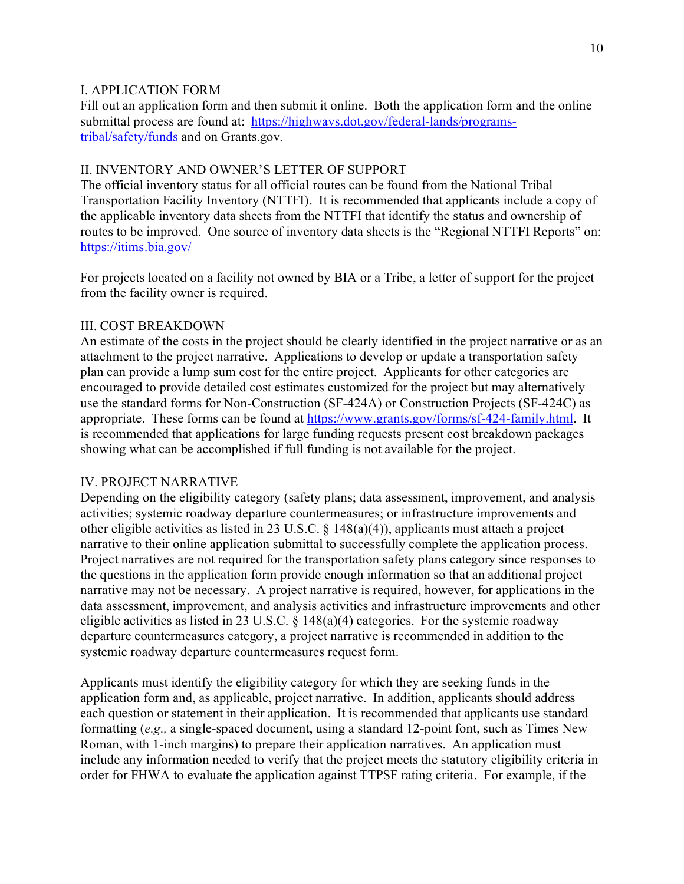## I. APPLICATION FORM

Fill out an application form and then submit it online. Both the application form and the online submittal process are found at: [https://highways.dot.gov/federal-lands/programs-tribal/safety/funds](https://highways.dot.gov/federal-lands/programs-tribal/safety/funds) and on Grants.gov.

## II. INVENTORY AND OWNER'S LETTER OF SUPPORT

The official inventory status for all official routes can be found from the National Tribal Transportation Facility Inventory (NTTFI). It is recommended that applicants include a copy of the applicable inventory data sheets from the NTTFI that identify the status and ownership of routes to be improved. One source of inventory data sheets is the "Regional NTTFI Reports" on: [https://itims.bia.gov/](https://itims.bia.gov/)

For projects located on a facility not owned by BIA or a Tribe, a letter of support for the project from the facility owner is required.

## III. COST BREAKDOWN

An estimate of the costs in the project should be clearly identified in the project narrative or as an attachment to the project narrative. Applications to develop or update a transportation safety plan can provide a lump sum cost for the entire project. Applicants for other categories are encouraged to provide detailed cost estimates customized for the project but may alternatively use the standard forms for Non-Construction (SF-424A) or Construction Projects (SF-424C) as appropriate. These forms can be found at [https://www.grants.gov/forms/sf-424-family.html](https://www.grants.gov/forms/sf-424-family.html). It is recommended that applications for large funding requests present cost breakdown packages showing what can be accomplished if full funding is not available for the project.

## IV. PROJECT NARRATIVE

Depending on the eligibility category (safety plans; data assessment, improvement, and analysis activities; systemic roadway departure countermeasures; or infrastructure improvements and other eligible activities as listed in 23 U.S.C. § 148(a)(4)), applicants must attach a project narrative to their online application submittal to successfully complete the application process. Project narratives are not required for the transportation safety plans category since responses to the questions in the application form provide enough information so that an additional project narrative may not be necessary. A project narrative is required, however, for applications in the data assessment, improvement, and analysis activities and infrastructure improvements and other eligible activities as listed in 23 U.S.C. § 148(a)(4) categories. For the systemic roadway departure countermeasures category, a project narrative is recommended in addition to the systemic roadway departure countermeasures request form.

Applicants must identify the eligibility category for which they are seeking funds in the application form and, as applicable, project narrative. In addition, applicants should address each question or statement in their application. It is recommended that applicants use standard formatting (*e.g.,* a single-spaced document, using a standard 12-point font, such as Times New Roman, with 1-inch margins) to prepare their application narratives. An application must include any information needed to verify that the project meets the statutory eligibility criteria in order for FHWA to evaluate the application against TTPSF rating criteria. For example, if the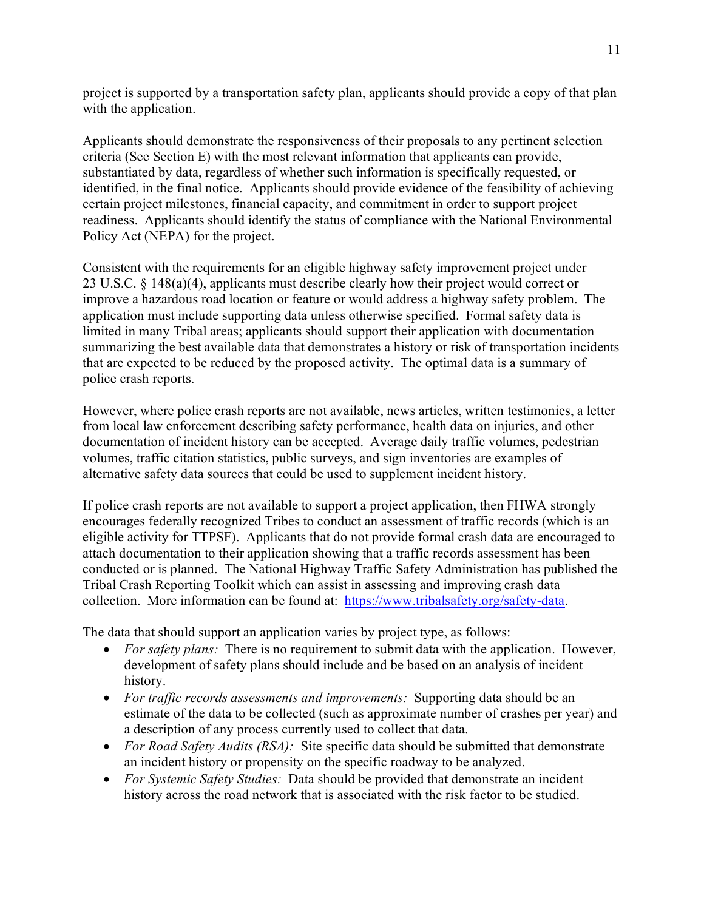project is supported by a transportation safety plan, applicants should provide a copy of that plan with the application.

Applicants should demonstrate the responsiveness of their proposals to any pertinent selection criteria (See Section E) with the most relevant information that applicants can provide, substantiated by data, regardless of whether such information is specifically requested, or identified, in the final notice. Applicants should provide evidence of the feasibility of achieving certain project milestones, financial capacity, and commitment in order to support project readiness. Applicants should identify the status of compliance with the National Environmental Policy Act (NEPA) for the project.

Consistent with the requirements for an eligible highway safety improvement project under 23 U.S.C. § 148(a)(4), applicants must describe clearly how their project would correct or improve a hazardous road location or feature or would address a highway safety problem. The application must include supporting data unless otherwise specified. Formal safety data is limited in many Tribal areas; applicants should support their application with documentation summarizing the best available data that demonstrates a history or risk of transportation incidents that are expected to be reduced by the proposed activity. The optimal data is a summary of police crash reports.

However, where police crash reports are not available, news articles, written testimonies, a letter from local law enforcement describing safety performance, health data on injuries, and other documentation of incident history can be accepted. Average daily traffic volumes, pedestrian volumes, traffic citation statistics, public surveys, and sign inventories are examples of alternative safety data sources that could be used to supplement incident history.

If police crash reports are not available to support a project application, then FHWA strongly encourages federally recognized Tribes to conduct an assessment of traffic records (which is an eligible activity for TTPSF). Applicants that do not provide formal crash data are encouraged to attach documentation to their application showing that a traffic records assessment has been conducted or is planned. The National Highway Traffic Safety Administration has published the Tribal Crash Reporting Toolkit which can assist in assessing and improving crash data collection. More information can be found at: [https://www.tribalsafety.org/safety-data](https://www.tribalsafety.org/safety-data).

The data that should support an application varies by project type, as follows:

- *For safety plans:* There is no requirement to submit data with the application. However, development of safety plans should include and be based on an analysis of incident history.
- *For traffic records assessments and improvements:* Supporting data should be an estimate of the data to be collected (such as approximate number of crashes per year) and a description of any process currently used to collect that data.
- *For Road Safety Audits (RSA):* Site specific data should be submitted that demonstrate an incident history or propensity on the specific roadway to be analyzed.
- *For Systemic Safety Studies:* Data should be provided that demonstrate an incident history across the road network that is associated with the risk factor to be studied.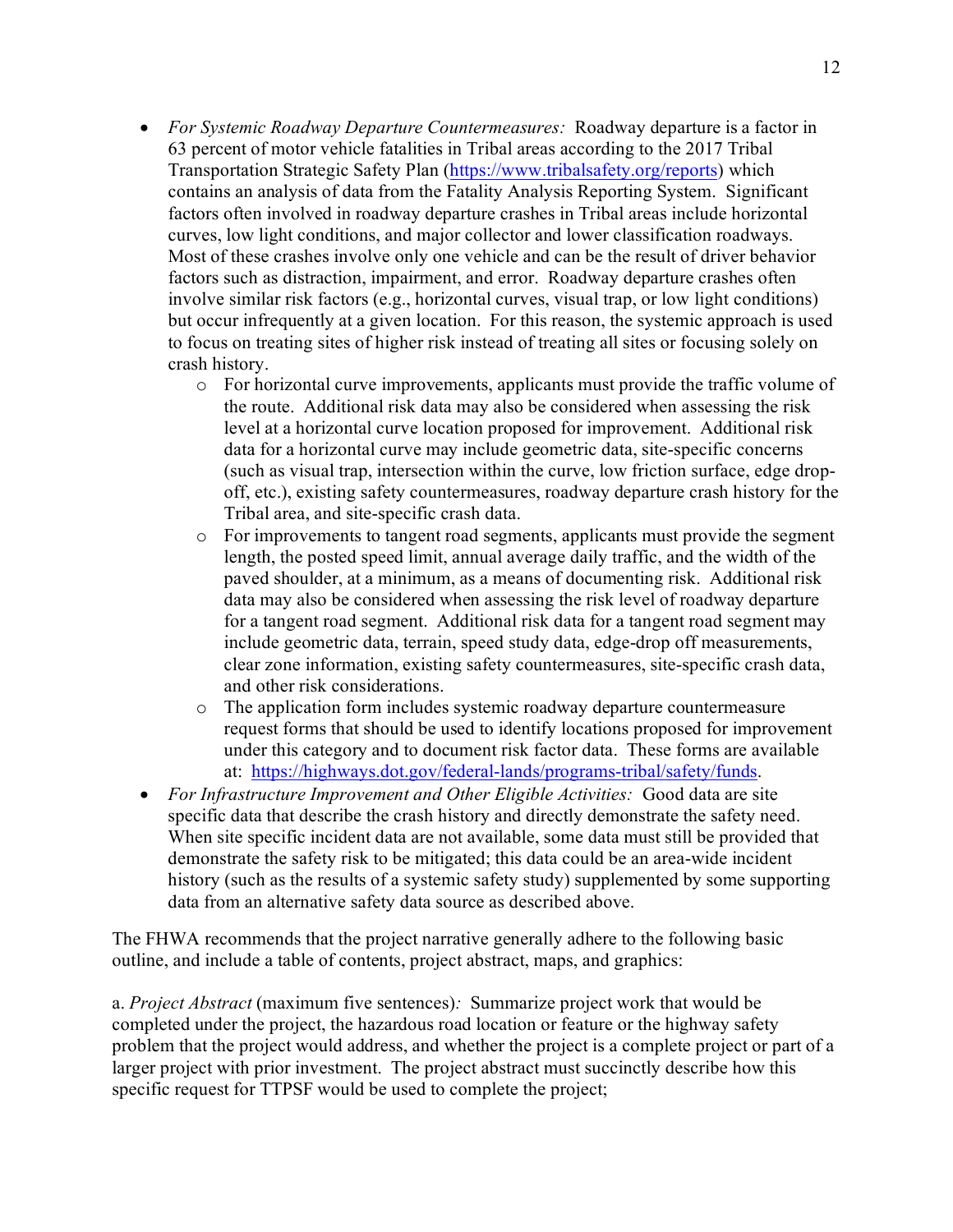- *For Systemic Roadway Departure Countermeasures:* Roadway departure is a factor in 63 percent of motor vehicle fatalities in Tribal areas according to the 2017 Tribal Transportation Strategic Safety Plan (https://www.tribalsafety.org/reports) which contains an analysis of data from the Fatality Analysis Reporting System. Significant factors often involved in roadway departure crashes in Tribal areas include horizontal curves, low light conditions, and major collector and lower classification roadways. Most of these crashes involve only one vehicle and can be the result of driver behavior factors such as distraction, impairment, and error. Roadway departure crashes often involve similar risk factors (e.g., horizontal curves, visual trap, or low light conditions) but occur infrequently at a given location. For this reason, the systemic approach is used to focus on treating sites of higher risk instead of treating all sites or focusing solely on crash history.
    - For horizontal curve improvements, applicants must provide the traffic volume of the route. Additional risk data may also be considered when assessing the risk level at a horizontal curve location proposed for improvement. Additional risk data for a horizontal curve may include geometric data, site-specific concerns (such as visual trap, intersection within the curve, low friction surface, edge drop-off, etc.), existing safety countermeasures, roadway departure crash history for the Tribal area, and site-specific crash data.
    - For improvements to tangent road segments, applicants must provide the segment length, the posted speed limit, annual average daily traffic, and the width of the paved shoulder, at a minimum, as a means of documenting risk. Additional risk data may also be considered when assessing the risk level of roadway departure for a tangent road segment. Additional risk data for a tangent road segment may include geometric data, terrain, speed study data, edge-drop off measurements, clear zone information, existing safety countermeasures, site-specific crash data, and other risk considerations.
    - The application form includes systemic roadway departure countermeasure request forms that should be used to identify locations proposed for improvement under this category and to document risk factor data. These forms are available at: https://highways.dot.gov/federal-lands/programs-tribal/safety/funds.
- *For Infrastructure Improvement and Other Eligible Activities:* Good data are site specific data that describe the crash history and directly demonstrate the safety need. When site specific incident data are not available, some data must still be provided that demonstrate the safety risk to be mitigated; this data could be an area-wide incident history (such as the results of a systemic safety study) supplemented by some supporting data from an alternative safety data source as described above.

The FHWA recommends that the project narrative generally adhere to the following basic outline, and include a table of contents, project abstract, maps, and graphics:

a. *Project Abstract* (maximum five sentences)*:* Summarize project work that would be completed under the project, the hazardous road location or feature or the highway safety problem that the project would address, and whether the project is a complete project or part of a larger project with prior investment. The project abstract must succinctly describe how this specific request for TTPSF would be used to complete the project;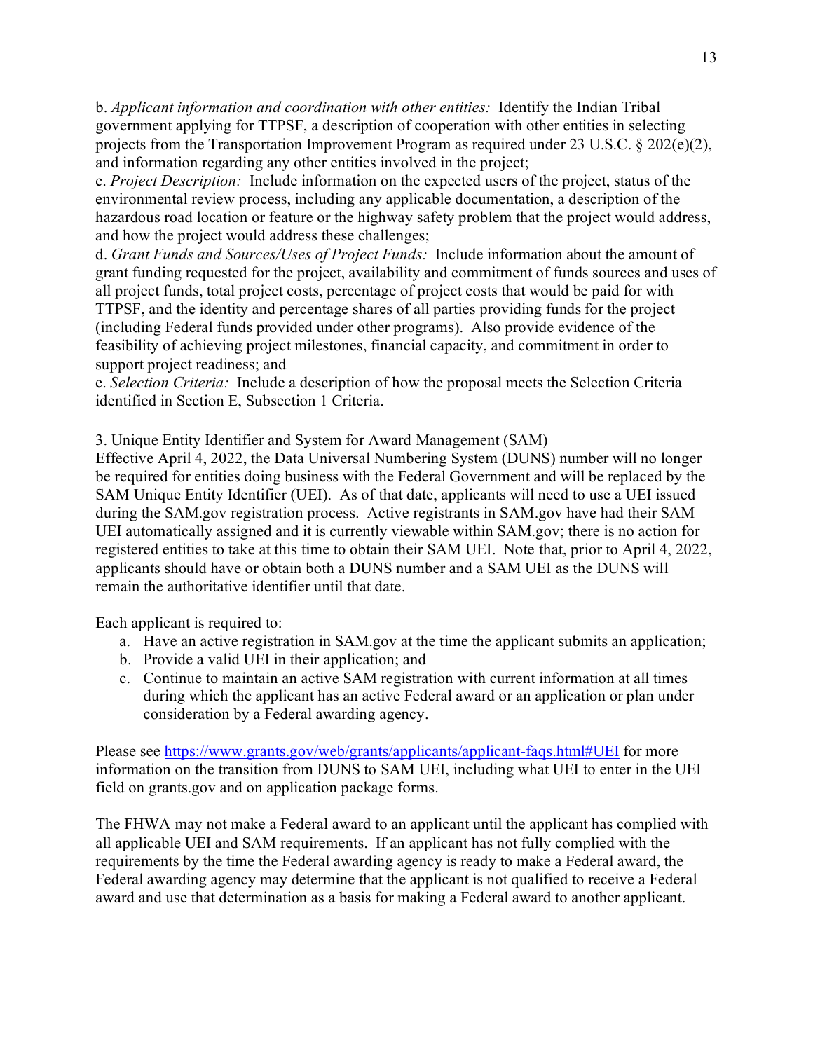b. *Applicant information and coordination with other entities:* Identify the Indian Tribal government applying for TTPSF, a description of cooperation with other entities in selecting projects from the Transportation Improvement Program as required under 23 U.S.C. § 202(e)(2), and information regarding any other entities involved in the project;
c. *Project Description:* Include information on the expected users of the project, status of the environmental review process, including any applicable documentation, a description of the hazardous road location or feature or the highway safety problem that the project would address, and how the project would address these challenges;
d. *Grant Funds and Sources/Uses of Project Funds:* Include information about the amount of grant funding requested for the project, availability and commitment of funds sources and uses of all project funds, total project costs, percentage of project costs that would be paid for with TTPSF, and the identity and percentage shares of all parties providing funds for the project (including Federal funds provided under other programs). Also provide evidence of the feasibility of achieving project milestones, financial capacity, and commitment in order to support project readiness; and
e. *Selection Criteria:* Include a description of how the proposal meets the Selection Criteria identified in Section E, Subsection 1 Criteria.

3. Unique Entity Identifier and System for Award Management (SAM)
Effective April 4, 2022, the Data Universal Numbering System (DUNS) number will no longer be required for entities doing business with the Federal Government and will be replaced by the SAM Unique Entity Identifier (UEI). As of that date, applicants will need to use a UEI issued during the SAM.gov registration process. Active registrants in SAM.gov have had their SAM UEI automatically assigned and it is currently viewable within SAM.gov; there is no action for registered entities to take at this time to obtain their SAM UEI. Note that, prior to April 4, 2022, applicants should have or obtain both a DUNS number and a SAM UEI as the DUNS will remain the authoritative identifier until that date.

Each applicant is required to:

a. Have an active registration in SAM.gov at the time the applicant submits an application;
b. Provide a valid UEI in their application; and
c. Continue to maintain an active SAM registration with current information at all times during which the applicant has an active Federal award or an application or plan under consideration by a Federal awarding agency.

Please see https://www.grants.gov/web/grants/applicants/applicant-faqs.html#UEI for more information on the transition from DUNS to SAM UEI, including what UEI to enter in the UEI field on grants.gov and on application package forms.

The FHWA may not make a Federal award to an applicant until the applicant has complied with all applicable UEI and SAM requirements. If an applicant has not fully complied with the requirements by the time the Federal awarding agency is ready to make a Federal award, the Federal awarding agency may determine that the applicant is not qualified to receive a Federal award and use that determination as a basis for making a Federal award to another applicant.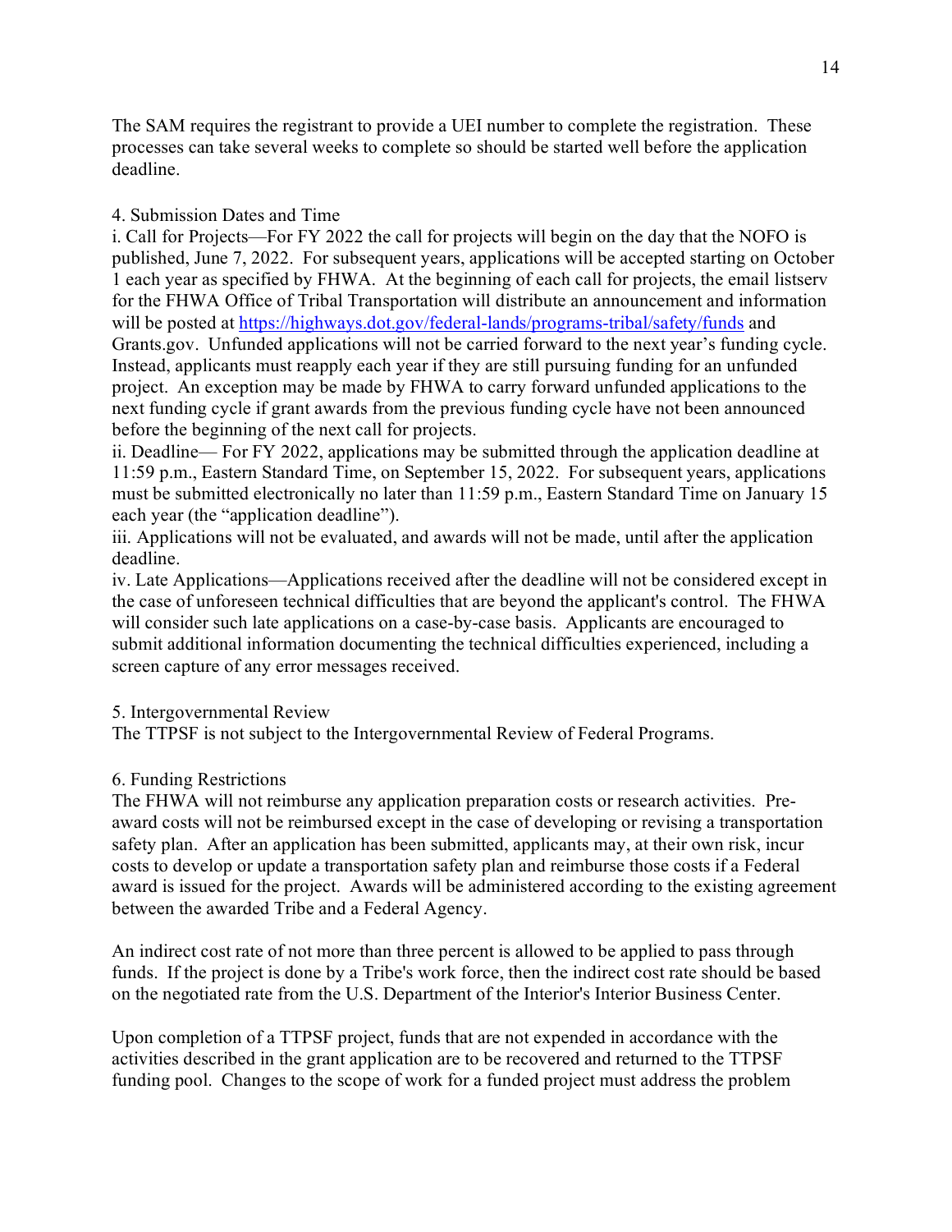The SAM requires the registrant to provide a UEI number to complete the registration. These processes can take several weeks to complete so should be started well before the application deadline.

4. Submission Dates and Time

i. Call for Projects—For FY 2022 the call for projects will begin on the day that the NOFO is published, June 7, 2022. For subsequent years, applications will be accepted starting on October 1 each year as specified by FHWA. At the beginning of each call for projects, the email listserv for the FHWA Office of Tribal Transportation will distribute an announcement and information will be posted at https://highways.dot.gov/federal-lands/programs-tribal/safety/funds and Grants.gov. Unfunded applications will not be carried forward to the next year's funding cycle. Instead, applicants must reapply each year if they are still pursuing funding for an unfunded project. An exception may be made by FHWA to carry forward unfunded applications to the next funding cycle if grant awards from the previous funding cycle have not been announced before the beginning of the next call for projects.

ii. Deadline— For FY 2022, applications may be submitted through the application deadline at 11:59 p.m., Eastern Standard Time, on September 15, 2022. For subsequent years, applications must be submitted electronically no later than 11:59 p.m., Eastern Standard Time on January 15 each year (the "application deadline").

iii. Applications will not be evaluated, and awards will not be made, until after the application deadline.

iv. Late Applications—Applications received after the deadline will not be considered except in the case of unforeseen technical difficulties that are beyond the applicant's control. The FHWA will consider such late applications on a case-by-case basis. Applicants are encouraged to submit additional information documenting the technical difficulties experienced, including a screen capture of any error messages received.

5. Intergovernmental Review

The TTPSF is not subject to the Intergovernmental Review of Federal Programs.

6. Funding Restrictions

The FHWA will not reimburse any application preparation costs or research activities. Pre-award costs will not be reimbursed except in the case of developing or revising a transportation safety plan. After an application has been submitted, applicants may, at their own risk, incur costs to develop or update a transportation safety plan and reimburse those costs if a Federal award is issued for the project. Awards will be administered according to the existing agreement between the awarded Tribe and a Federal Agency.

An indirect cost rate of not more than three percent is allowed to be applied to pass through funds. If the project is done by a Tribe's work force, then the indirect cost rate should be based on the negotiated rate from the U.S. Department of the Interior's Interior Business Center.

Upon completion of a TTPSF project, funds that are not expended in accordance with the activities described in the grant application are to be recovered and returned to the TTPSF funding pool. Changes to the scope of work for a funded project must address the problem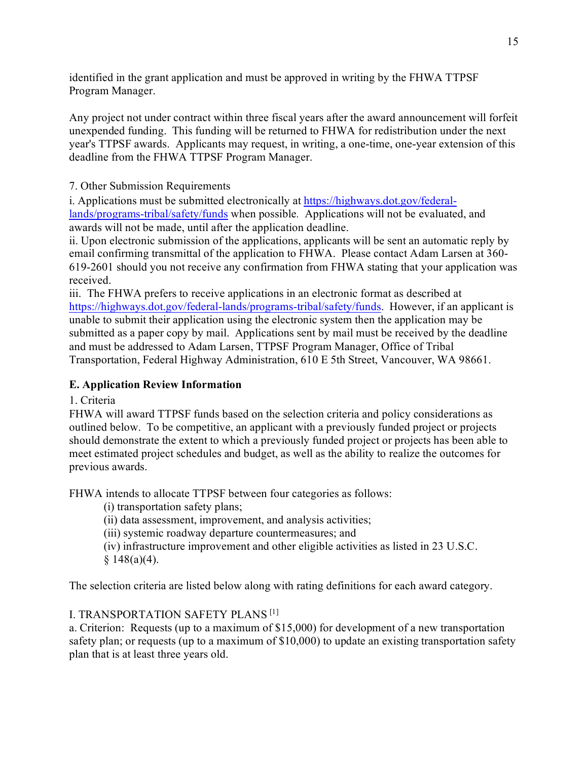identified in the grant application and must be approved in writing by the FHWA TTPSF Program Manager.

Any project not under contract within three fiscal years after the award announcement will forfeit unexpended funding. This funding will be returned to FHWA for redistribution under the next year's TTPSF awards. Applicants may request, in writing, a one-time, one-year extension of this deadline from the FHWA TTPSF Program Manager.

7. Other Submission Requirements

i. Applications must be submitted electronically at [https://highways.dot.gov/federal-lands/programs-tribal/safety/funds](https://highways.dot.gov/federal-lands/programs-tribal/safety/funds) when possible. Applications will not be evaluated, and awards will not be made, until after the application deadline.

ii. Upon electronic submission of the applications, applicants will be sent an automatic reply by email confirming transmittal of the application to FHWA. Please contact Adam Larsen at 360-619-2601 should you not receive any confirmation from FHWA stating that your application was received.

iii. The FHWA prefers to receive applications in an electronic format as described at [https://highways.dot.gov/federal-lands/programs-tribal/safety/funds](https://highways.dot.gov/federal-lands/programs-tribal/safety/funds). However, if an applicant is unable to submit their application using the electronic system then the application may be submitted as a paper copy by mail. Applications sent by mail must be received by the deadline and must be addressed to Adam Larsen, TTPSF Program Manager, Office of Tribal Transportation, Federal Highway Administration, 610 E 5th Street, Vancouver, WA 98661.

## E. Application Review Information

1. Criteria

FHWA will award TTPSF funds based on the selection criteria and policy considerations as outlined below. To be competitive, an applicant with a previously funded project or projects should demonstrate the extent to which a previously funded project or projects has been able to meet estimated project schedules and budget, as well as the ability to realize the outcomes for previous awards.

FHWA intends to allocate TTPSF between four categories as follows:

(i) transportation safety plans;
(ii) data assessment, improvement, and analysis activities;
(iii) systemic roadway departure countermeasures; and
(iv) infrastructure improvement and other eligible activities as listed in 23 U.S.C. § 148(a)(4).

The selection criteria are listed below along with rating definitions for each award category.

I. TRANSPORTATION SAFETY PLANS [1]

a. Criterion: Requests (up to a maximum of $15,000) for development of a new transportation safety plan; or requests (up to a maximum of $10,000) to update an existing transportation safety plan that is at least three years old.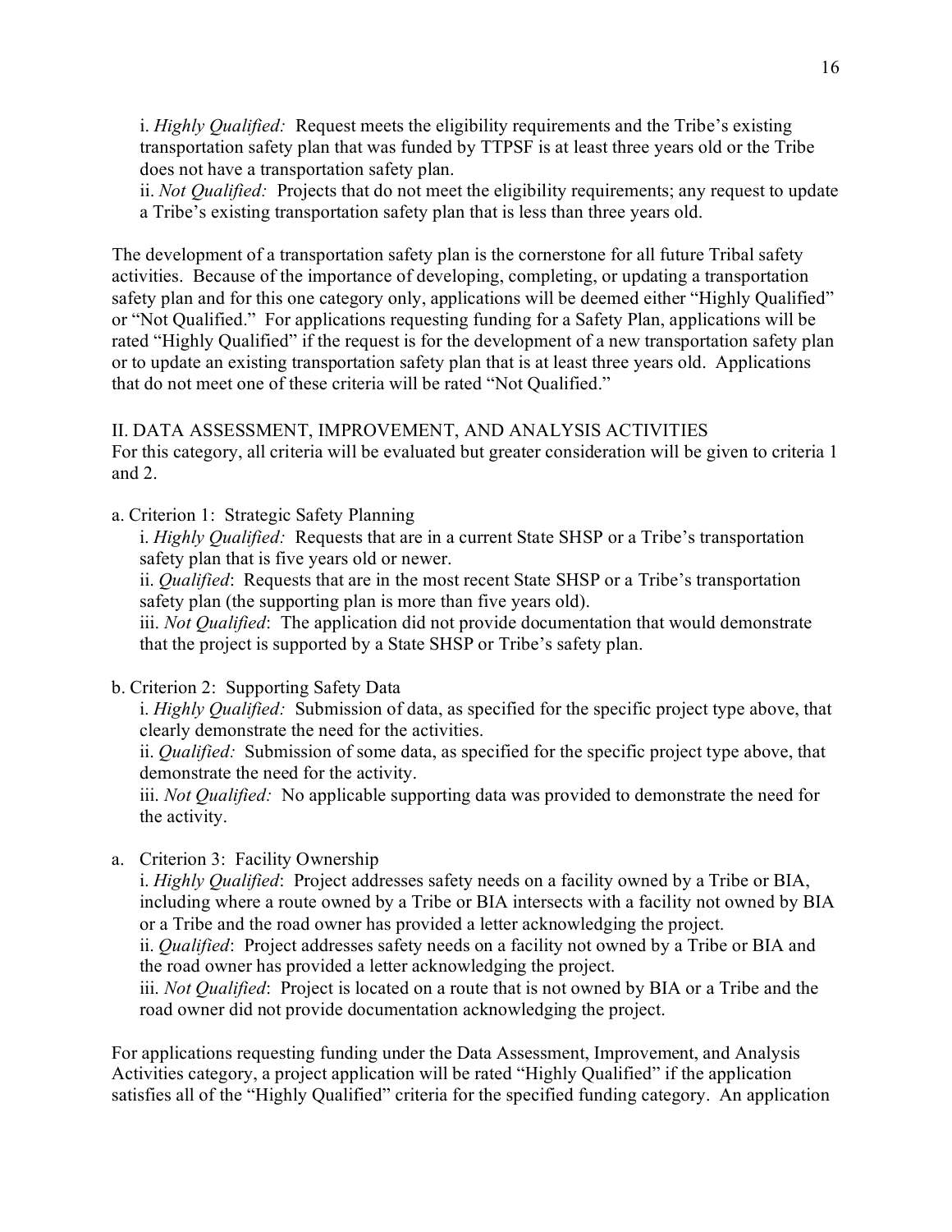i. *Highly Qualified:* Request meets the eligibility requirements and the Tribe's existing transportation safety plan that was funded by TTPSF is at least three years old or the Tribe does not have a transportation safety plan.
ii. *Not Qualified:* Projects that do not meet the eligibility requirements; any request to update a Tribe's existing transportation safety plan that is less than three years old.

The development of a transportation safety plan is the cornerstone for all future Tribal safety activities. Because of the importance of developing, completing, or updating a transportation safety plan and for this one category only, applications will be deemed either "Highly Qualified" or "Not Qualified." For applications requesting funding for a Safety Plan, applications will be rated "Highly Qualified" if the request is for the development of a new transportation safety plan or to update an existing transportation safety plan that is at least three years old. Applications that do not meet one of these criteria will be rated "Not Qualified."

II. DATA ASSESSMENT, IMPROVEMENT, AND ANALYSIS ACTIVITIES
For this category, all criteria will be evaluated but greater consideration will be given to criteria 1 and 2.

a. Criterion 1: Strategic Safety Planning
i. *Highly Qualified:* Requests that are in a current State SHSP or a Tribe's transportation safety plan that is five years old or newer.
ii. *Qualified*: Requests that are in the most recent State SHSP or a Tribe's transportation safety plan (the supporting plan is more than five years old).
iii. *Not Qualified*: The application did not provide documentation that would demonstrate that the project is supported by a State SHSP or Tribe's safety plan.

b. Criterion 2: Supporting Safety Data
i. *Highly Qualified:* Submission of data, as specified for the specific project type above, that clearly demonstrate the need for the activities.
ii. *Qualified:* Submission of some data, as specified for the specific project type above, that demonstrate the need for the activity.
iii. *Not Qualified:* No applicable supporting data was provided to demonstrate the need for the activity.

a. Criterion 3: Facility Ownership
i. *Highly Qualified*: Project addresses safety needs on a facility owned by a Tribe or BIA, including where a route owned by a Tribe or BIA intersects with a facility not owned by BIA or a Tribe and the road owner has provided a letter acknowledging the project.
ii. *Qualified*: Project addresses safety needs on a facility not owned by a Tribe or BIA and the road owner has provided a letter acknowledging the project.
iii. *Not Qualified*: Project is located on a route that is not owned by BIA or a Tribe and the road owner did not provide documentation acknowledging the project.

For applications requesting funding under the Data Assessment, Improvement, and Analysis Activities category, a project application will be rated "Highly Qualified" if the application satisfies all of the "Highly Qualified" criteria for the specified funding category. An application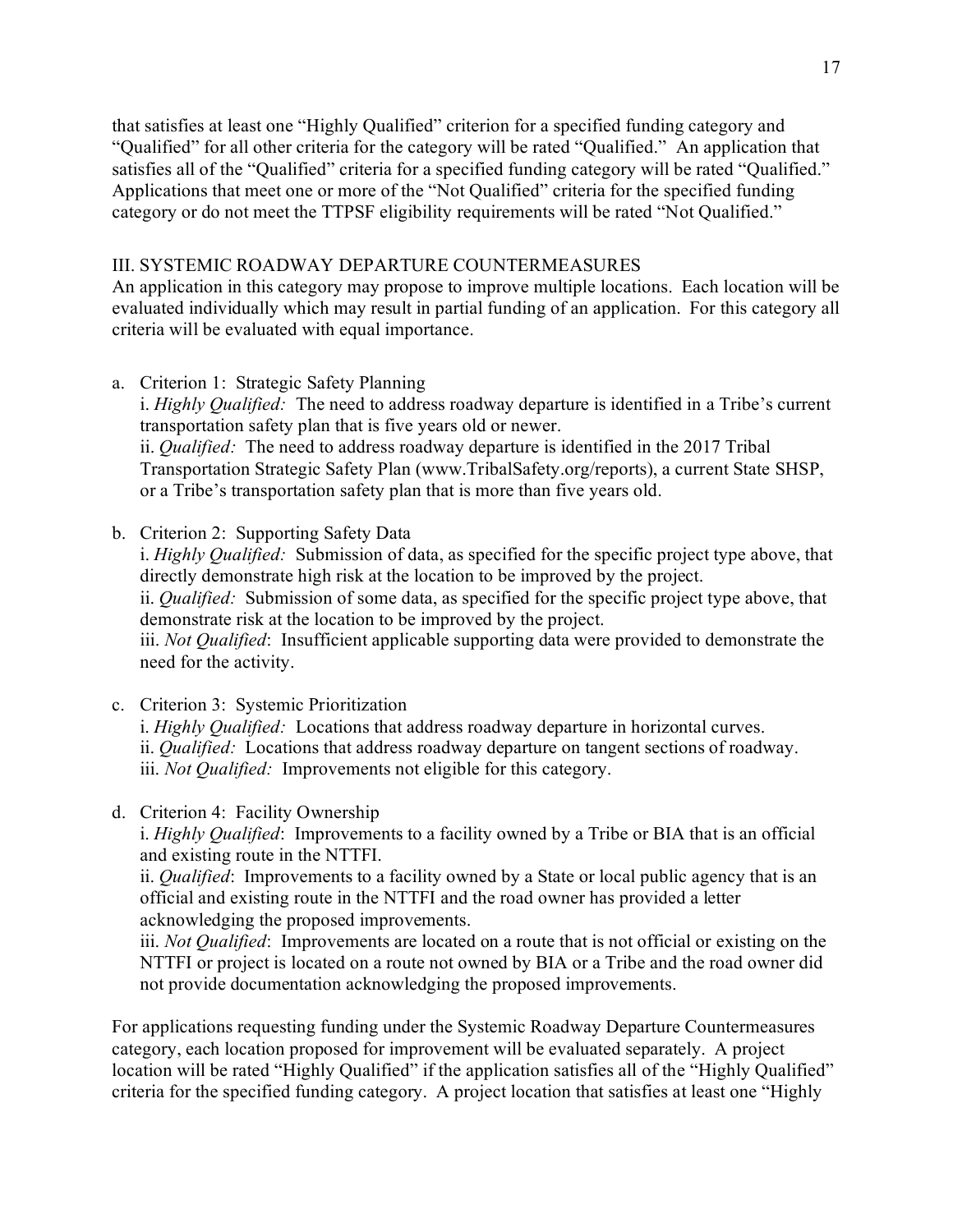that satisfies at least one "Highly Qualified" criterion for a specified funding category and "Qualified" for all other criteria for the category will be rated "Qualified." An application that satisfies all of the "Qualified" criteria for a specified funding category will be rated "Qualified." Applications that meet one or more of the "Not Qualified" criteria for the specified funding category or do not meet the TTPSF eligibility requirements will be rated "Not Qualified."

## III. SYSTEMIC ROADWAY DEPARTURE COUNTERMEASURES

An application in this category may propose to improve multiple locations. Each location will be evaluated individually which may result in partial funding of an application. For this category all criteria will be evaluated with equal importance.

a. Criterion 1: Strategic Safety Planning
   i. *Highly Qualified:* The need to address roadway departure is identified in a Tribe's current transportation safety plan that is five years old or newer.
   ii. *Qualified:* The need to address roadway departure is identified in the 2017 Tribal Transportation Strategic Safety Plan (www.TribalSafety.org/reports), a current State SHSP, or a Tribe's transportation safety plan that is more than five years old.

b. Criterion 2: Supporting Safety Data
   i. *Highly Qualified:* Submission of data, as specified for the specific project type above, that directly demonstrate high risk at the location to be improved by the project.
   ii. *Qualified:* Submission of some data, as specified for the specific project type above, that demonstrate risk at the location to be improved by the project.
   iii. *Not Qualified*: Insufficient applicable supporting data were provided to demonstrate the need for the activity.

c. Criterion 3: Systemic Prioritization
   i. *Highly Qualified:* Locations that address roadway departure in horizontal curves.
   ii. *Qualified:* Locations that address roadway departure on tangent sections of roadway.
   iii. *Not Qualified:* Improvements not eligible for this category.

d. Criterion 4: Facility Ownership
   i. *Highly Qualified*: Improvements to a facility owned by a Tribe or BIA that is an official and existing route in the NTTFI.
   ii. *Qualified*: Improvements to a facility owned by a State or local public agency that is an official and existing route in the NTTFI and the road owner has provided a letter acknowledging the proposed improvements.
   iii. *Not Qualified*: Improvements are located on a route that is not official or existing on the NTTFI or project is located on a route not owned by BIA or a Tribe and the road owner did not provide documentation acknowledging the proposed improvements.

For applications requesting funding under the Systemic Roadway Departure Countermeasures category, each location proposed for improvement will be evaluated separately. A project location will be rated "Highly Qualified" if the application satisfies all of the "Highly Qualified" criteria for the specified funding category. A project location that satisfies at least one "Highly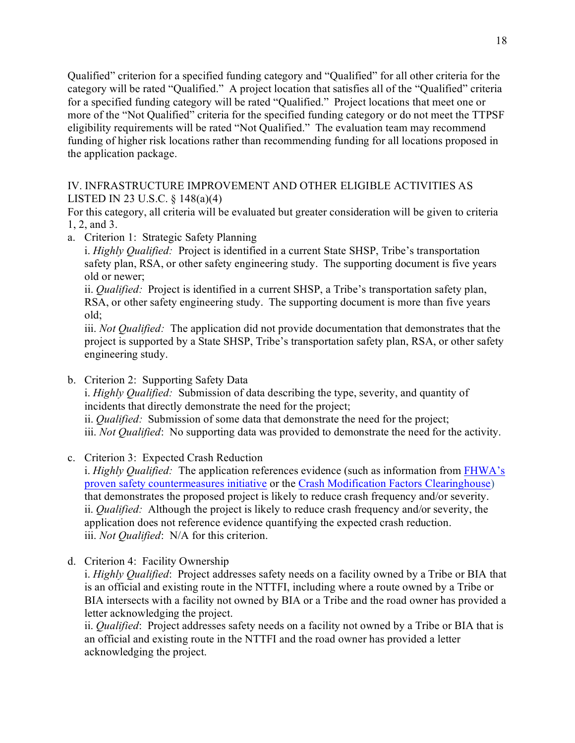Qualified" criterion for a specified funding category and "Qualified" for all other criteria for the category will be rated "Qualified." A project location that satisfies all of the "Qualified" criteria for a specified funding category will be rated "Qualified." Project locations that meet one or more of the "Not Qualified" criteria for the specified funding category or do not meet the TTPSF eligibility requirements will be rated "Not Qualified." The evaluation team may recommend funding of higher risk locations rather than recommending funding for all locations proposed in the application package.

IV. INFRASTRUCTURE IMPROVEMENT AND OTHER ELIGIBLE ACTIVITIES AS LISTED IN 23 U.S.C. § 148(a)(4)

For this category, all criteria will be evaluated but greater consideration will be given to criteria 1, 2, and 3.

a. Criterion 1: Strategic Safety Planning
   i. *Highly Qualified:* Project is identified in a current State SHSP, Tribe's transportation safety plan, RSA, or other safety engineering study. The supporting document is five years old or newer;
   ii. *Qualified:* Project is identified in a current SHSP, a Tribe's transportation safety plan, RSA, or other safety engineering study. The supporting document is more than five years old;
   iii. *Not Qualified:* The application did not provide documentation that demonstrates that the project is supported by a State SHSP, Tribe's transportation safety plan, RSA, or other safety engineering study.

b. Criterion 2: Supporting Safety Data
   i. *Highly Qualified:* Submission of data describing the type, severity, and quantity of incidents that directly demonstrate the need for the project;
   ii. *Qualified:* Submission of some data that demonstrate the need for the project;
   iii. *Not Qualified*: No supporting data was provided to demonstrate the need for the activity.

c. Criterion 3: Expected Crash Reduction
   i. *Highly Qualified:* The application references evidence (such as information from FHWA's proven safety countermeasures initiative or the Crash Modification Factors Clearinghouse) that demonstrates the proposed project is likely to reduce crash frequency and/or severity.
   ii. *Qualified:* Although the project is likely to reduce crash frequency and/or severity, the application does not reference evidence quantifying the expected crash reduction.
   iii. *Not Qualified*: N/A for this criterion.

d. Criterion 4: Facility Ownership
   i. *Highly Qualified*: Project addresses safety needs on a facility owned by a Tribe or BIA that is an official and existing route in the NTTFI, including where a route owned by a Tribe or BIA intersects with a facility not owned by BIA or a Tribe and the road owner has provided a letter acknowledging the project.
   ii. *Qualified*: Project addresses safety needs on a facility not owned by a Tribe or BIA that is an official and existing route in the NTTFI and the road owner has provided a letter acknowledging the project.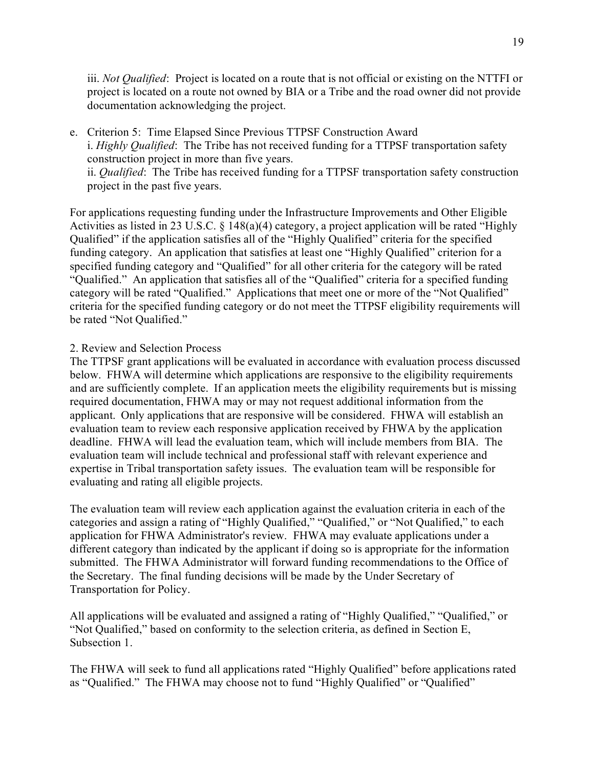iii. *Not Qualified*: Project is located on a route that is not official or existing on the NTTFI or project is located on a route not owned by BIA or a Tribe and the road owner did not provide documentation acknowledging the project.

e. Criterion 5: Time Elapsed Since Previous TTPSF Construction Award
   i. *Highly Qualified*: The Tribe has not received funding for a TTPSF transportation safety construction project in more than five years.
   ii. *Qualified*: The Tribe has received funding for a TTPSF transportation safety construction project in the past five years.

For applications requesting funding under the Infrastructure Improvements and Other Eligible Activities as listed in 23 U.S.C. § 148(a)(4) category, a project application will be rated "Highly Qualified" if the application satisfies all of the "Highly Qualified" criteria for the specified funding category. An application that satisfies at least one "Highly Qualified" criterion for a specified funding category and "Qualified" for all other criteria for the category will be rated "Qualified." An application that satisfies all of the "Qualified" criteria for a specified funding category will be rated "Qualified." Applications that meet one or more of the "Not Qualified" criteria for the specified funding category or do not meet the TTPSF eligibility requirements will be rated "Not Qualified."

2. Review and Selection Process

The TTPSF grant applications will be evaluated in accordance with evaluation process discussed below. FHWA will determine which applications are responsive to the eligibility requirements and are sufficiently complete. If an application meets the eligibility requirements but is missing required documentation, FHWA may or may not request additional information from the applicant. Only applications that are responsive will be considered. FHWA will establish an evaluation team to review each responsive application received by FHWA by the application deadline. FHWA will lead the evaluation team, which will include members from BIA. The evaluation team will include technical and professional staff with relevant experience and expertise in Tribal transportation safety issues. The evaluation team will be responsible for evaluating and rating all eligible projects.

The evaluation team will review each application against the evaluation criteria in each of the categories and assign a rating of "Highly Qualified," "Qualified," or "Not Qualified," to each application for FHWA Administrator's review. FHWA may evaluate applications under a different category than indicated by the applicant if doing so is appropriate for the information submitted. The FHWA Administrator will forward funding recommendations to the Office of the Secretary. The final funding decisions will be made by the Under Secretary of Transportation for Policy.

All applications will be evaluated and assigned a rating of "Highly Qualified," "Qualified," or "Not Qualified," based on conformity to the selection criteria, as defined in Section E, Subsection 1.

The FHWA will seek to fund all applications rated "Highly Qualified" before applications rated as "Qualified." The FHWA may choose not to fund "Highly Qualified" or "Qualified"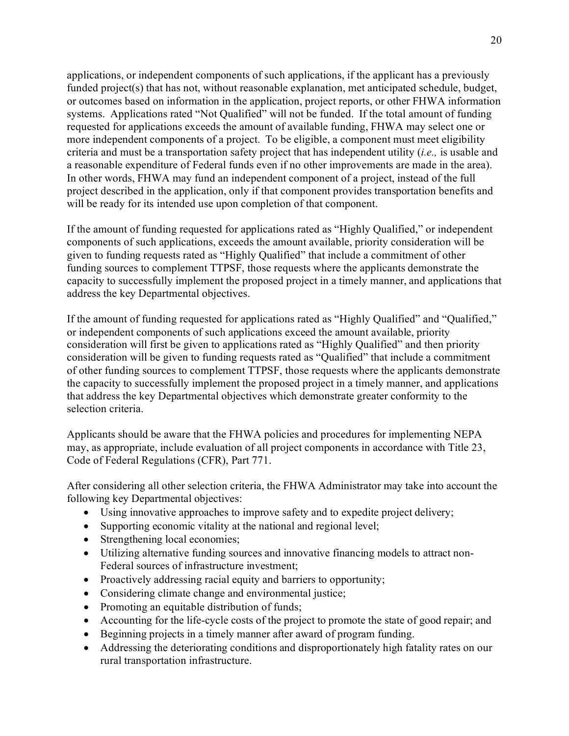applications, or independent components of such applications, if the applicant has a previously funded project(s) that has not, without reasonable explanation, met anticipated schedule, budget, or outcomes based on information in the application, project reports, or other FHWA information systems. Applications rated "Not Qualified" will not be funded. If the total amount of funding requested for applications exceeds the amount of available funding, FHWA may select one or more independent components of a project. To be eligible, a component must meet eligibility criteria and must be a transportation safety project that has independent utility (*i.e.,* is usable and a reasonable expenditure of Federal funds even if no other improvements are made in the area). In other words, FHWA may fund an independent component of a project, instead of the full project described in the application, only if that component provides transportation benefits and will be ready for its intended use upon completion of that component.

If the amount of funding requested for applications rated as "Highly Qualified," or independent components of such applications, exceeds the amount available, priority consideration will be given to funding requests rated as "Highly Qualified" that include a commitment of other funding sources to complement TTPSF, those requests where the applicants demonstrate the capacity to successfully implement the proposed project in a timely manner, and applications that address the key Departmental objectives.

If the amount of funding requested for applications rated as "Highly Qualified" and "Qualified," or independent components of such applications exceed the amount available, priority consideration will first be given to applications rated as "Highly Qualified" and then priority consideration will be given to funding requests rated as "Qualified" that include a commitment of other funding sources to complement TTPSF, those requests where the applicants demonstrate the capacity to successfully implement the proposed project in a timely manner, and applications that address the key Departmental objectives which demonstrate greater conformity to the selection criteria.

Applicants should be aware that the FHWA policies and procedures for implementing NEPA may, as appropriate, include evaluation of all project components in accordance with Title 23, Code of Federal Regulations (CFR), Part 771.

After considering all other selection criteria, the FHWA Administrator may take into account the following key Departmental objectives:

- Using innovative approaches to improve safety and to expedite project delivery;
- Supporting economic vitality at the national and regional level;
- Strengthening local economies;
- Utilizing alternative funding sources and innovative financing models to attract non-Federal sources of infrastructure investment;
- Proactively addressing racial equity and barriers to opportunity;
- Considering climate change and environmental justice;
- Promoting an equitable distribution of funds;
- Accounting for the life-cycle costs of the project to promote the state of good repair; and
- Beginning projects in a timely manner after award of program funding.
- Addressing the deteriorating conditions and disproportionately high fatality rates on our rural transportation infrastructure.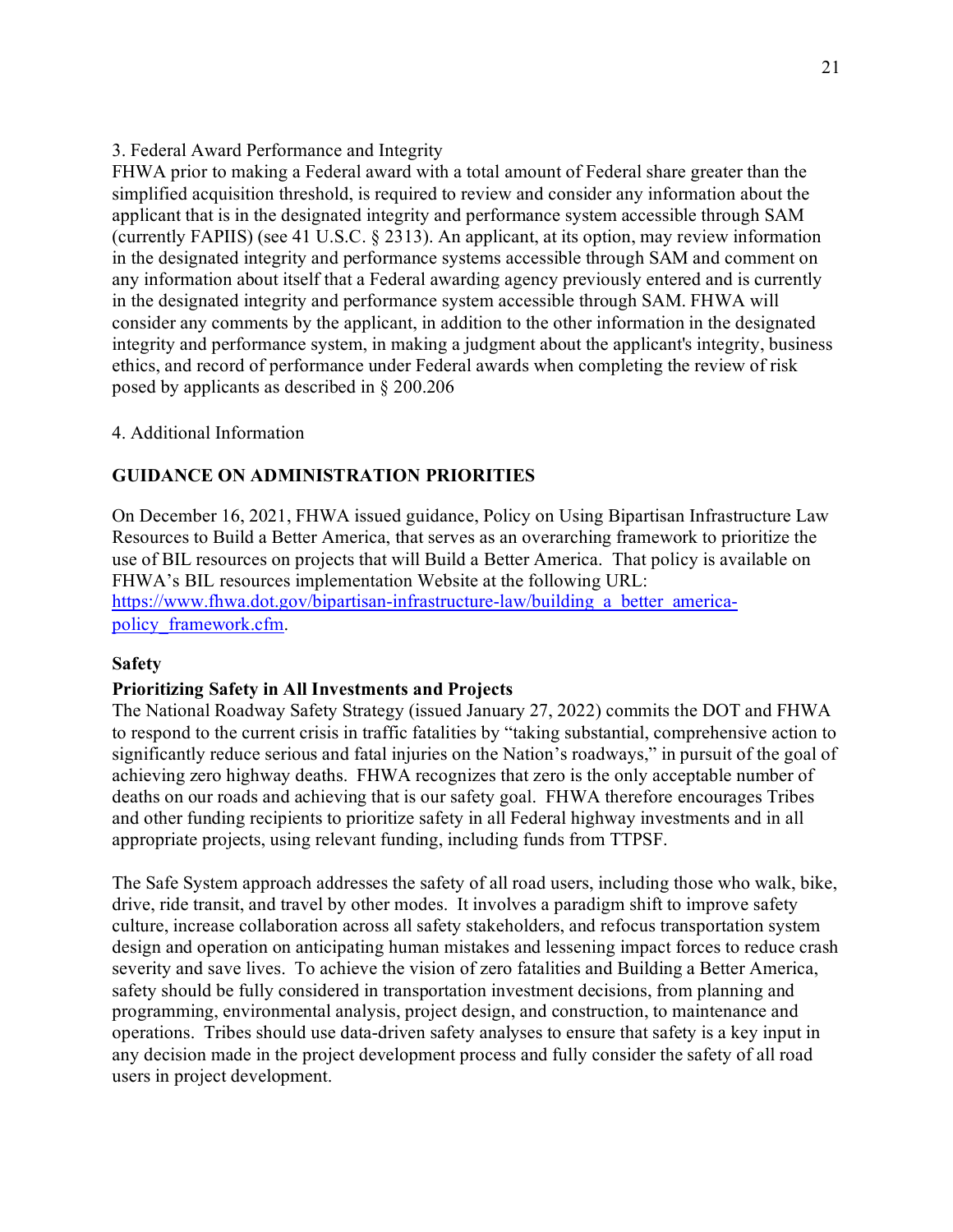3. Federal Award Performance and Integrity

FHWA prior to making a Federal award with a total amount of Federal share greater than the simplified acquisition threshold, is required to review and consider any information about the applicant that is in the designated integrity and performance system accessible through SAM (currently FAPIIS) (see 41 U.S.C. § 2313). An applicant, at its option, may review information in the designated integrity and performance systems accessible through SAM and comment on any information about itself that a Federal awarding agency previously entered and is currently in the designated integrity and performance system accessible through SAM. FHWA will consider any comments by the applicant, in addition to the other information in the designated integrity and performance system, in making a judgment about the applicant's integrity, business ethics, and record of performance under Federal awards when completing the review of risk posed by applicants as described in § 200.206

4. Additional Information

## GUIDANCE ON ADMINISTRATION PRIORITIES

On December 16, 2021, FHWA issued guidance, Policy on Using Bipartisan Infrastructure Law Resources to Build a Better America, that serves as an overarching framework to prioritize the use of BIL resources on projects that will Build a Better America. That policy is available on FHWA's BIL resources implementation Website at the following URL: [https://www.fhwa.dot.gov/bipartisan-infrastructure-law/building_a_better_america-policy_framework.cfm](https://www.fhwa.dot.gov/bipartisan-infrastructure-law/building_a_better_america-policy_framework.cfm).

### Safety

**Prioritizing Safety in All Investments and Projects**

The National Roadway Safety Strategy (issued January 27, 2022) commits the DOT and FHWA to respond to the current crisis in traffic fatalities by "taking substantial, comprehensive action to significantly reduce serious and fatal injuries on the Nation's roadways," in pursuit of the goal of achieving zero highway deaths. FHWA recognizes that zero is the only acceptable number of deaths on our roads and achieving that is our safety goal. FHWA therefore encourages Tribes and other funding recipients to prioritize safety in all Federal highway investments and in all appropriate projects, using relevant funding, including funds from TTPSF.

The Safe System approach addresses the safety of all road users, including those who walk, bike, drive, ride transit, and travel by other modes. It involves a paradigm shift to improve safety culture, increase collaboration across all safety stakeholders, and refocus transportation system design and operation on anticipating human mistakes and lessening impact forces to reduce crash severity and save lives. To achieve the vision of zero fatalities and Building a Better America, safety should be fully considered in transportation investment decisions, from planning and programming, environmental analysis, project design, and construction, to maintenance and operations. Tribes should use data-driven safety analyses to ensure that safety is a key input in any decision made in the project development process and fully consider the safety of all road users in project development.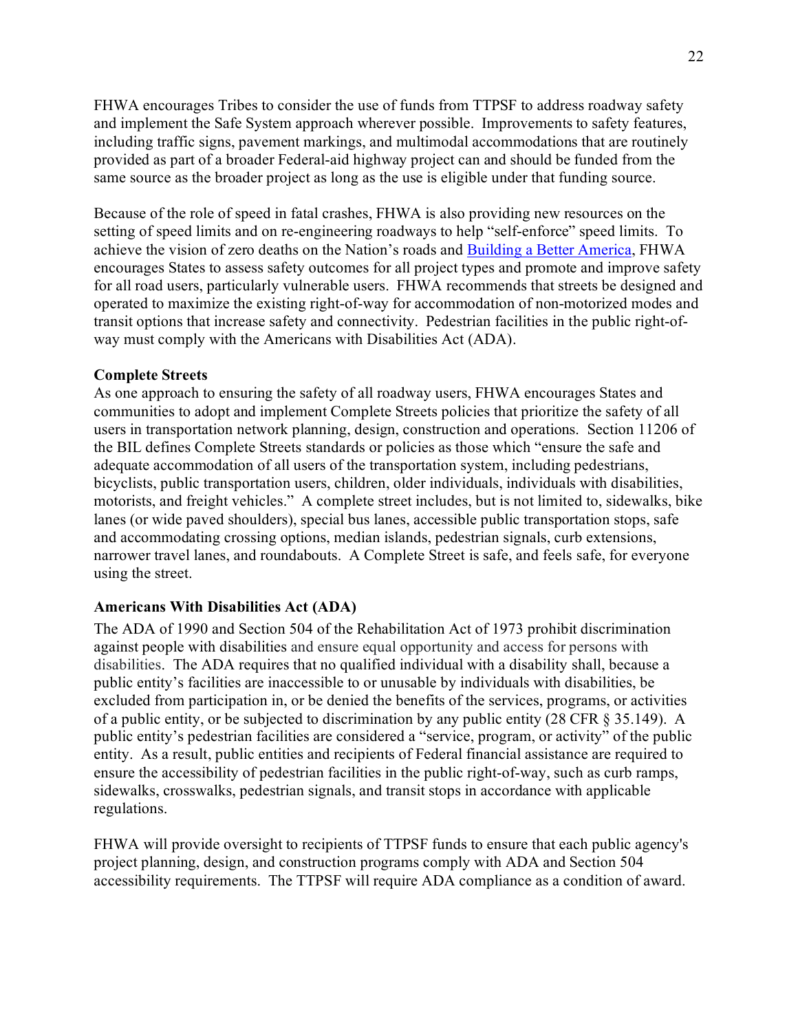FHWA encourages Tribes to consider the use of funds from TTPSF to address roadway safety and implement the Safe System approach wherever possible. Improvements to safety features, including traffic signs, pavement markings, and multimodal accommodations that are routinely provided as part of a broader Federal-aid highway project can and should be funded from the same source as the broader project as long as the use is eligible under that funding source.

Because of the role of speed in fatal crashes, FHWA is also providing new resources on the setting of speed limits and on re-engineering roadways to help "self-enforce" speed limits. To achieve the vision of zero deaths on the Nation's roads and [Building a Better America](), FHWA encourages States to assess safety outcomes for all project types and promote and improve safety for all road users, particularly vulnerable users. FHWA recommends that streets be designed and operated to maximize the existing right-of-way for accommodation of non-motorized modes and transit options that increase safety and connectivity. Pedestrian facilities in the public right-of-way must comply with the Americans with Disabilities Act (ADA).

**Complete Streets**

As one approach to ensuring the safety of all roadway users, FHWA encourages States and communities to adopt and implement Complete Streets policies that prioritize the safety of all users in transportation network planning, design, construction and operations. Section 11206 of the BIL defines Complete Streets standards or policies as those which "ensure the safe and adequate accommodation of all users of the transportation system, including pedestrians, bicyclists, public transportation users, children, older individuals, individuals with disabilities, motorists, and freight vehicles." A complete street includes, but is not limited to, sidewalks, bike lanes (or wide paved shoulders), special bus lanes, accessible public transportation stops, safe and accommodating crossing options, median islands, pedestrian signals, curb extensions, narrower travel lanes, and roundabouts. A Complete Street is safe, and feels safe, for everyone using the street.

**Americans With Disabilities Act (ADA)**

The ADA of 1990 and Section 504 of the Rehabilitation Act of 1973 prohibit discrimination against people with disabilities and ensure equal opportunity and access for persons with disabilities. The ADA requires that no qualified individual with a disability shall, because a public entity's facilities are inaccessible to or unusable by individuals with disabilities, be excluded from participation in, or be denied the benefits of the services, programs, or activities of a public entity, or be subjected to discrimination by any public entity (28 CFR § 35.149). A public entity's pedestrian facilities are considered a "service, program, or activity" of the public entity. As a result, public entities and recipients of Federal financial assistance are required to ensure the accessibility of pedestrian facilities in the public right-of-way, such as curb ramps, sidewalks, crosswalks, pedestrian signals, and transit stops in accordance with applicable regulations.

FHWA will provide oversight to recipients of TTPSF funds to ensure that each public agency's project planning, design, and construction programs comply with ADA and Section 504 accessibility requirements. The TTPSF will require ADA compliance as a condition of award.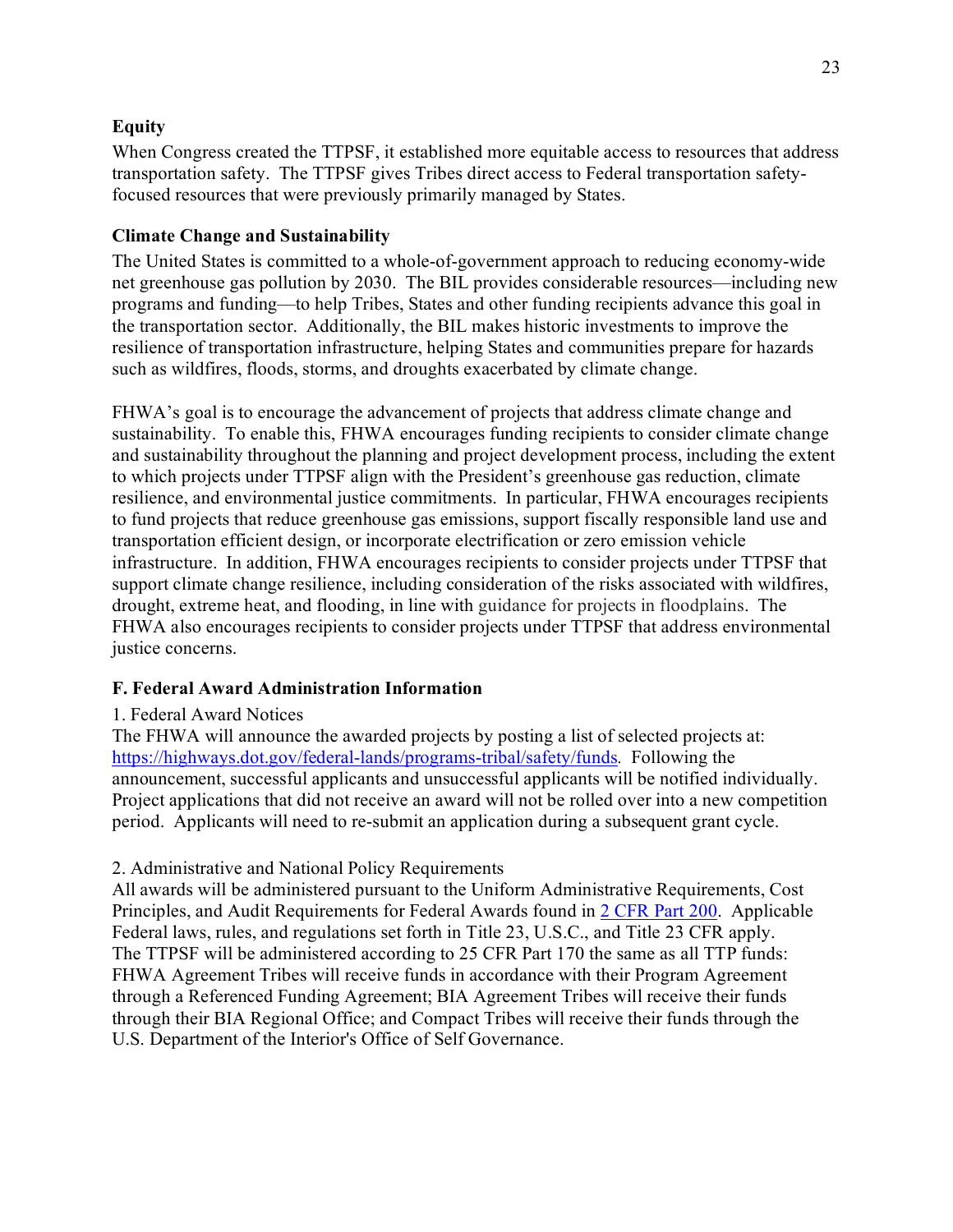**Equity**

When Congress created the TTPSF, it established more equitable access to resources that address transportation safety. The TTPSF gives Tribes direct access to Federal transportation safety-focused resources that were previously primarily managed by States.

**Climate Change and Sustainability**

The United States is committed to a whole-of-government approach to reducing economy-wide net greenhouse gas pollution by 2030. The BIL provides considerable resources—including new programs and funding—to help Tribes, States and other funding recipients advance this goal in the transportation sector. Additionally, the BIL makes historic investments to improve the resilience of transportation infrastructure, helping States and communities prepare for hazards such as wildfires, floods, storms, and droughts exacerbated by climate change.

FHWA's goal is to encourage the advancement of projects that address climate change and sustainability. To enable this, FHWA encourages funding recipients to consider climate change and sustainability throughout the planning and project development process, including the extent to which projects under TTPSF align with the President's greenhouse gas reduction, climate resilience, and environmental justice commitments. In particular, FHWA encourages recipients to fund projects that reduce greenhouse gas emissions, support fiscally responsible land use and transportation efficient design, or incorporate electrification or zero emission vehicle infrastructure. In addition, FHWA encourages recipients to consider projects under TTPSF that support climate change resilience, including consideration of the risks associated with wildfires, drought, extreme heat, and flooding, in line with guidance for projects in floodplains. The FHWA also encourages recipients to consider projects under TTPSF that address environmental justice concerns.

## F. Federal Award Administration Information

1. Federal Award Notices

The FHWA will announce the awarded projects by posting a list of selected projects at: [https://highways.dot.gov/federal-lands/programs-tribal/safety/funds](https://highways.dot.gov/federal-lands/programs-tribal/safety/funds). Following the announcement, successful applicants and unsuccessful applicants will be notified individually. Project applications that did not receive an award will not be rolled over into a new competition period. Applicants will need to re-submit an application during a subsequent grant cycle.

2. Administrative and National Policy Requirements

All awards will be administered pursuant to the Uniform Administrative Requirements, Cost Principles, and Audit Requirements for Federal Awards found in 2 CFR Part 200. Applicable Federal laws, rules, and regulations set forth in Title 23, U.S.C., and Title 23 CFR apply. The TTPSF will be administered according to 25 CFR Part 170 the same as all TTP funds: FHWA Agreement Tribes will receive funds in accordance with their Program Agreement through a Referenced Funding Agreement; BIA Agreement Tribes will receive their funds through their BIA Regional Office; and Compact Tribes will receive their funds through the U.S. Department of the Interior's Office of Self Governance.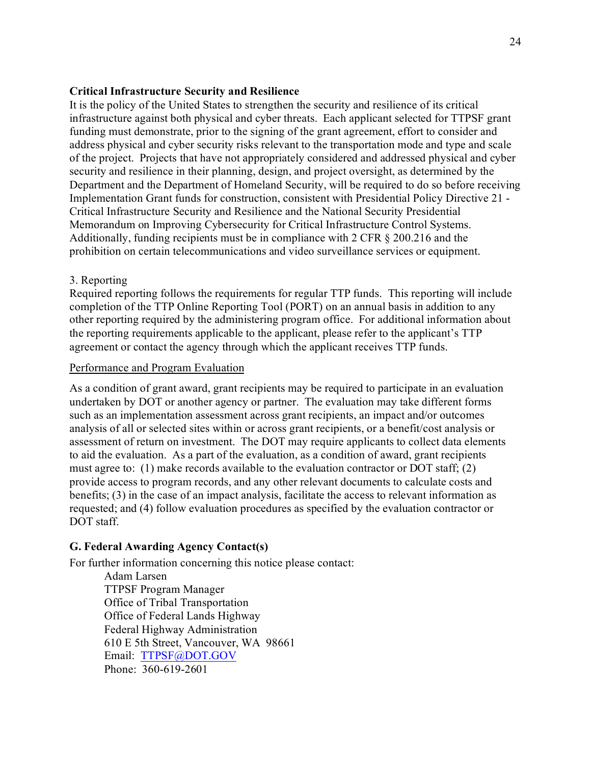**Critical Infrastructure Security and Resilience**

It is the policy of the United States to strengthen the security and resilience of its critical infrastructure against both physical and cyber threats. Each applicant selected for TTPSF grant funding must demonstrate, prior to the signing of the grant agreement, effort to consider and address physical and cyber security risks relevant to the transportation mode and type and scale of the project. Projects that have not appropriately considered and addressed physical and cyber security and resilience in their planning, design, and project oversight, as determined by the Department and the Department of Homeland Security, will be required to do so before receiving Implementation Grant funds for construction, consistent with Presidential Policy Directive 21 - Critical Infrastructure Security and Resilience and the National Security Presidential Memorandum on Improving Cybersecurity for Critical Infrastructure Control Systems. Additionally, funding recipients must be in compliance with 2 CFR § 200.216 and the prohibition on certain telecommunications and video surveillance services or equipment.

3. Reporting

Required reporting follows the requirements for regular TTP funds. This reporting will include completion of the TTP Online Reporting Tool (PORT) on an annual basis in addition to any other reporting required by the administering program office. For additional information about the reporting requirements applicable to the applicant, please refer to the applicant's TTP agreement or contact the agency through which the applicant receives TTP funds.

<u>Performance and Program Evaluation</u>

As a condition of grant award, grant recipients may be required to participate in an evaluation undertaken by DOT or another agency or partner. The evaluation may take different forms such as an implementation assessment across grant recipients, an impact and/or outcomes analysis of all or selected sites within or across grant recipients, or a benefit/cost analysis or assessment of return on investment. The DOT may require applicants to collect data elements to aid the evaluation. As a part of the evaluation, as a condition of award, grant recipients must agree to: (1) make records available to the evaluation contractor or DOT staff; (2) provide access to program records, and any other relevant documents to calculate costs and benefits; (3) in the case of an impact analysis, facilitate the access to relevant information as requested; and (4) follow evaluation procedures as specified by the evaluation contractor or DOT staff.

**G. Federal Awarding Agency Contact(s)**

For further information concerning this notice please contact:

Adam Larsen
TTPSF Program Manager
Office of Tribal Transportation
Office of Federal Lands Highway
Federal Highway Administration
610 E 5th Street, Vancouver, WA 98661
Email: TTPSF@DOT.GOV
Phone: 360-619-2601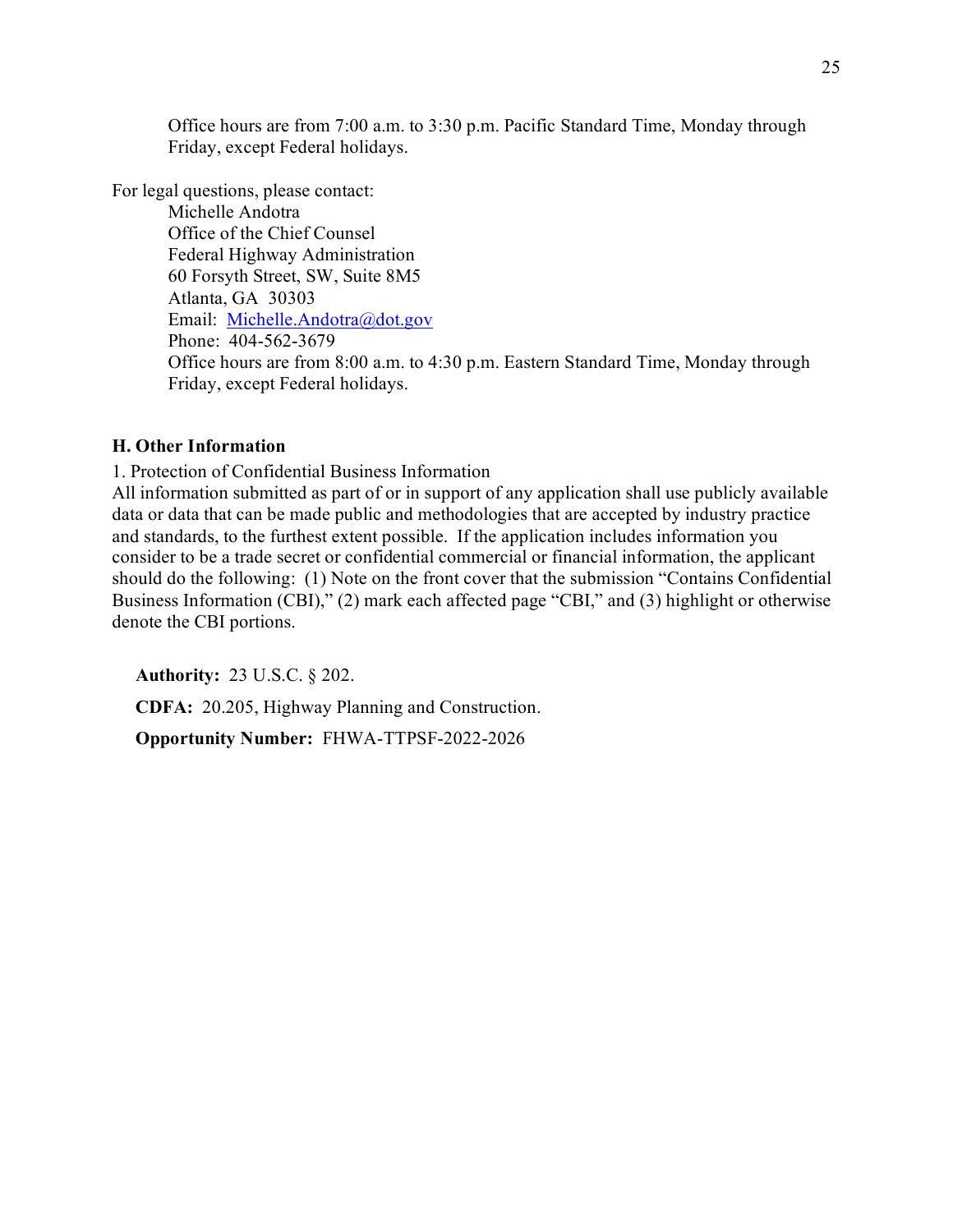Office hours are from 7:00 a.m. to 3:30 p.m. Pacific Standard Time, Monday through Friday, except Federal holidays.

For legal questions, please contact:

Michelle Andotra
Office of the Chief Counsel
Federal Highway Administration
60 Forsyth Street, SW, Suite 8M5
Atlanta, GA 30303
Email: Michelle.Andotra@dot.gov
Phone: 404-562-3679
Office hours are from 8:00 a.m. to 4:30 p.m. Eastern Standard Time, Monday through Friday, except Federal holidays.

## H. Other Information

1. Protection of Confidential Business Information

All information submitted as part of or in support of any application shall use publicly available data or data that can be made public and methodologies that are accepted by industry practice and standards, to the furthest extent possible. If the application includes information you consider to be a trade secret or confidential commercial or financial information, the applicant should do the following: (1) Note on the front cover that the submission "Contains Confidential Business Information (CBI)," (2) mark each affected page "CBI," and (3) highlight or otherwise denote the CBI portions.

**Authority:** 23 U.S.C. § 202.

**CDFA:** 20.205, Highway Planning and Construction.

**Opportunity Number:** FHWA-TTPSF-2022-2026